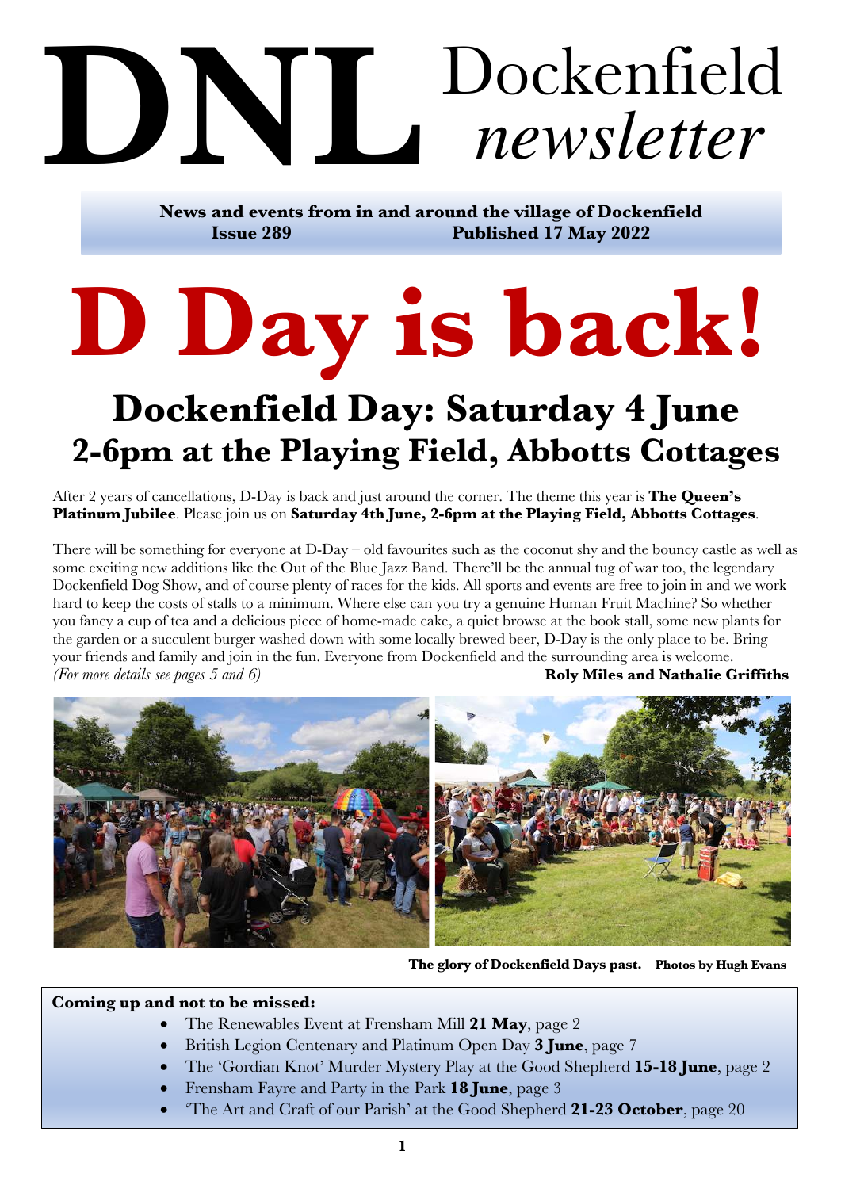# DNL Dockenfield *newsletter*

**News and events from in and around the village of Dockenfield**
**Issue 289 Published 17 May 2022**

# D Day is back!

## Dockenfield Day: Saturday 4 June
## 2-6pm at the Playing Field, Abbotts Cottages

After 2 years of cancellations, D-Day is back and just around the corner. The theme this year is **The Queen's Platinum Jubilee**. Please join us on **Saturday 4th June, 2-6pm at the Playing Field, Abbotts Cottages**.

There will be something for everyone at D-Day – old favourites such as the coconut shy and the bouncy castle as well as some exciting new additions like the Out of the Blue Jazz Band. There'll be the annual tug of war too, the legendary Dockenfield Dog Show, and of course plenty of races for the kids. All sports and events are free to join in and we work hard to keep the costs of stalls to a minimum. Where else can you try a genuine Human Fruit Machine? So whether you fancy a cup of tea and a delicious piece of home-made cake, a quiet browse at the book stall, some new plants for the garden or a succulent burger washed down with some locally brewed beer, D-Day is the only place to be. Bring your friends and family and join in the fun. Everyone from Dockenfield and the surrounding area is welcome.

*(For more details see pages 5 and 6)* **Roly Miles and Nathalie Griffiths**

**The glory of Dockenfield Days past. Photos by Hugh Evans**

**Coming up and not to be missed:**

- The Renewables Event at Frensham Mill **21 May**, page 2
- British Legion Centenary and Platinum Open Day **3 June**, page 7
- The 'Gordian Knot' Murder Mystery Play at the Good Shepherd **15-18 June**, page 2
- Frensham Fayre and Party in the Park **18 June**, page 3
- 'The Art and Craft of our Parish' at the Good Shepherd **21-23 October**, page 20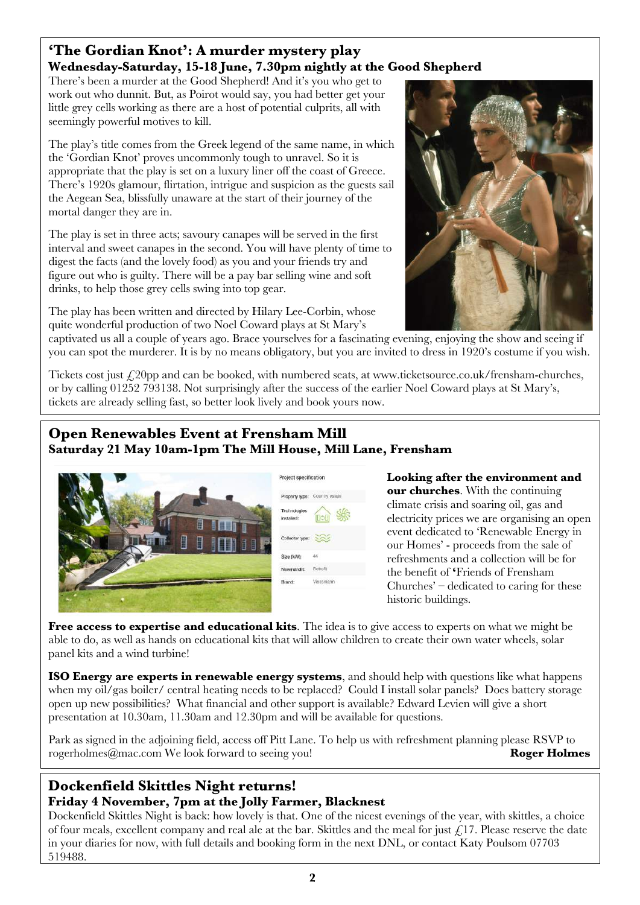## 'The Gordian Knot': A murder mystery play

**Wednesday-Saturday, 15-18 June, 7.30pm nightly at the Good Shepherd**

There's been a murder at the Good Shepherd! And it's you who get to work out who dunnit. But, as Poirot would say, you had better get your little grey cells working as there are a host of potential culprits, all with seemingly powerful motives to kill.

The play's title comes from the Greek legend of the same name, in which the 'Gordian Knot' proves uncommonly tough to unravel. So it is appropriate that the play is set on a luxury liner off the coast of Greece. There's 1920s glamour, flirtation, intrigue and suspicion as the guests sail the Aegean Sea, blissfully unaware at the start of their journey of the mortal danger they are in.

The play is set in three acts; savoury canapes will be served in the first interval and sweet canapes in the second. You will have plenty of time to digest the facts (and the lovely food) as you and your friends try and figure out who is guilty. There will be a pay bar selling wine and soft drinks, to help those grey cells swing into top gear.

The play has been written and directed by Hilary Lee-Corbin, whose quite wonderful production of two Noel Coward plays at St Mary's captivated us all a couple of years ago. Brace yourselves for a fascinating evening, enjoying the show and seeing if you can spot the murderer. It is by no means obligatory, but you are invited to dress in 1920's costume if you wish.

Tickets cost just £20pp and can be booked, with numbered seats, at www.ticketsource.co.uk/frensham-churches, or by calling 01252 793138. Not surprisingly after the success of the earlier Noel Coward plays at St Mary's, tickets are already selling fast, so better look lively and book yours now.

## Open Renewables Event at Frensham Mill

**Saturday 21 May 10am-1pm The Mill House, Mill Lane, Frensham**

Project specification

Property type: Country estate

Technologies installed:

Collector type:

Size (kW): 44

New/retrofit: Retrofit

Brand: Viessmann

**Looking after the environment and our churches**. With the continuing climate crisis and soaring oil, gas and electricity prices we are organising an open event dedicated to 'Renewable Energy in our Homes' - proceeds from the sale of refreshments and a collection will be for the benefit of **'**Friends of Frensham Churches' – dedicated to caring for these historic buildings.

**Free access to expertise and educational kits**. The idea is to give access to experts on what we might be able to do, as well as hands on educational kits that will allow children to create their own water wheels, solar panel kits and a wind turbine!

**ISO Energy are experts in renewable energy systems**, and should help with questions like what happens when my oil/gas boiler/ central heating needs to be replaced? Could I install solar panels? Does battery storage open up new possibilities? What financial and other support is available? Edward Levien will give a short presentation at 10.30am, 11.30am and 12.30pm and will be available for questions.

Park as signed in the adjoining field, access off Pitt Lane. To help us with refreshment planning please RSVP to rogerholmes@mac.com We look forward to seeing you!

**Roger Holmes**

## Dockenfield Skittles Night returns!

**Friday 4 November, 7pm at the Jolly Farmer, Blacknest**

Dockenfield Skittles Night is back: how lovely is that. One of the nicest evenings of the year, with skittles, a choice of four meals, excellent company and real ale at the bar. Skittles and the meal for just £17. Please reserve the date in your diaries for now, with full details and booking form in the next DNL, or contact Katy Poulsom 07703 519488.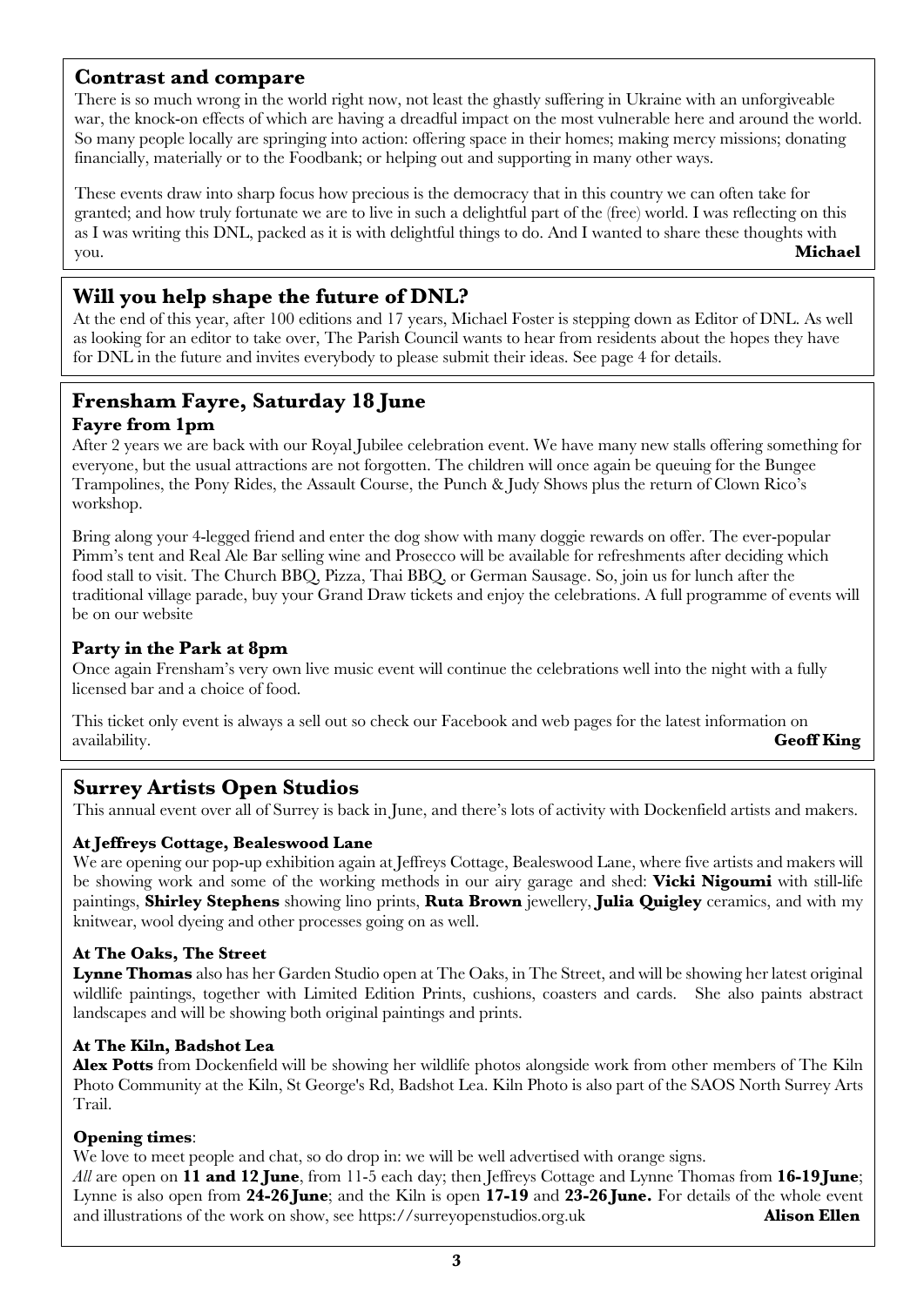## Contrast and compare

There is so much wrong in the world right now, not least the ghastly suffering in Ukraine with an unforgiveable war, the knock-on effects of which are having a dreadful impact on the most vulnerable here and around the world. So many people locally are springing into action: offering space in their homes; making mercy missions; donating financially, materially or to the Foodbank; or helping out and supporting in many other ways.

These events draw into sharp focus how precious is the democracy that in this country we can often take for granted; and how truly fortunate we are to live in such a delightful part of the (free) world. I was reflecting on this as I was writing this DNL, packed as it is with delightful things to do. And I wanted to share these thoughts with you. **Michael**

## Will you help shape the future of DNL?

At the end of this year, after 100 editions and 17 years, Michael Foster is stepping down as Editor of DNL. As well as looking for an editor to take over, The Parish Council wants to hear from residents about the hopes they have for DNL in the future and invites everybody to please submit their ideas. See page 4 for details.

## Frensham Fayre, Saturday 18 June

### Fayre from 1pm

After 2 years we are back with our Royal Jubilee celebration event. We have many new stalls offering something for everyone, but the usual attractions are not forgotten. The children will once again be queuing for the Bungee Trampolines, the Pony Rides, the Assault Course, the Punch & Judy Shows plus the return of Clown Rico's workshop.

Bring along your 4-legged friend and enter the dog show with many doggie rewards on offer. The ever-popular Pimm's tent and Real Ale Bar selling wine and Prosecco will be available for refreshments after deciding which food stall to visit. The Church BBQ, Pizza, Thai BBQ, or German Sausage. So, join us for lunch after the traditional village parade, buy your Grand Draw tickets and enjoy the celebrations. A full programme of events will be on our website

### Party in the Park at 8pm

Once again Frensham's very own live music event will continue the celebrations well into the night with a fully licensed bar and a choice of food.

This ticket only event is always a sell out so check our Facebook and web pages for the latest information on availability. **Geoff King**

## Surrey Artists Open Studios

This annual event over all of Surrey is back in June, and there's lots of activity with Dockenfield artists and makers.

### At Jeffreys Cottage, Bealeswood Lane

We are opening our pop-up exhibition again at Jeffreys Cottage, Bealeswood Lane, where five artists and makers will be showing work and some of the working methods in our airy garage and shed: **Vicki Nigoumi** with still-life paintings, **Shirley Stephens** showing lino prints, **Ruta Brown** jewellery, **Julia Quigley** ceramics, and with my knitwear, wool dyeing and other processes going on as well.

### At The Oaks, The Street

**Lynne Thomas** also has her Garden Studio open at The Oaks, in The Street, and will be showing her latest original wildlife paintings, together with Limited Edition Prints, cushions, coasters and cards. She also paints abstract landscapes and will be showing both original paintings and prints.

### At The Kiln, Badshot Lea

**Alex Potts** from Dockenfield will be showing her wildlife photos alongside work from other members of The Kiln Photo Community at the Kiln, St George's Rd, Badshot Lea. Kiln Photo is also part of the SAOS North Surrey Arts Trail.

### Opening times:

We love to meet people and chat, so do drop in: we will be well advertised with orange signs.

*All* are open on **11 and 12 June**, from 11-5 each day; then Jeffreys Cottage and Lynne Thomas from **16-19 June**; Lynne is also open from **24-26 June**; and the Kiln is open **17-19** and **23-26 June.** For details of the whole event and illustrations of the work on show, see https://surreyopenstudios.org.uk **Alison Ellen**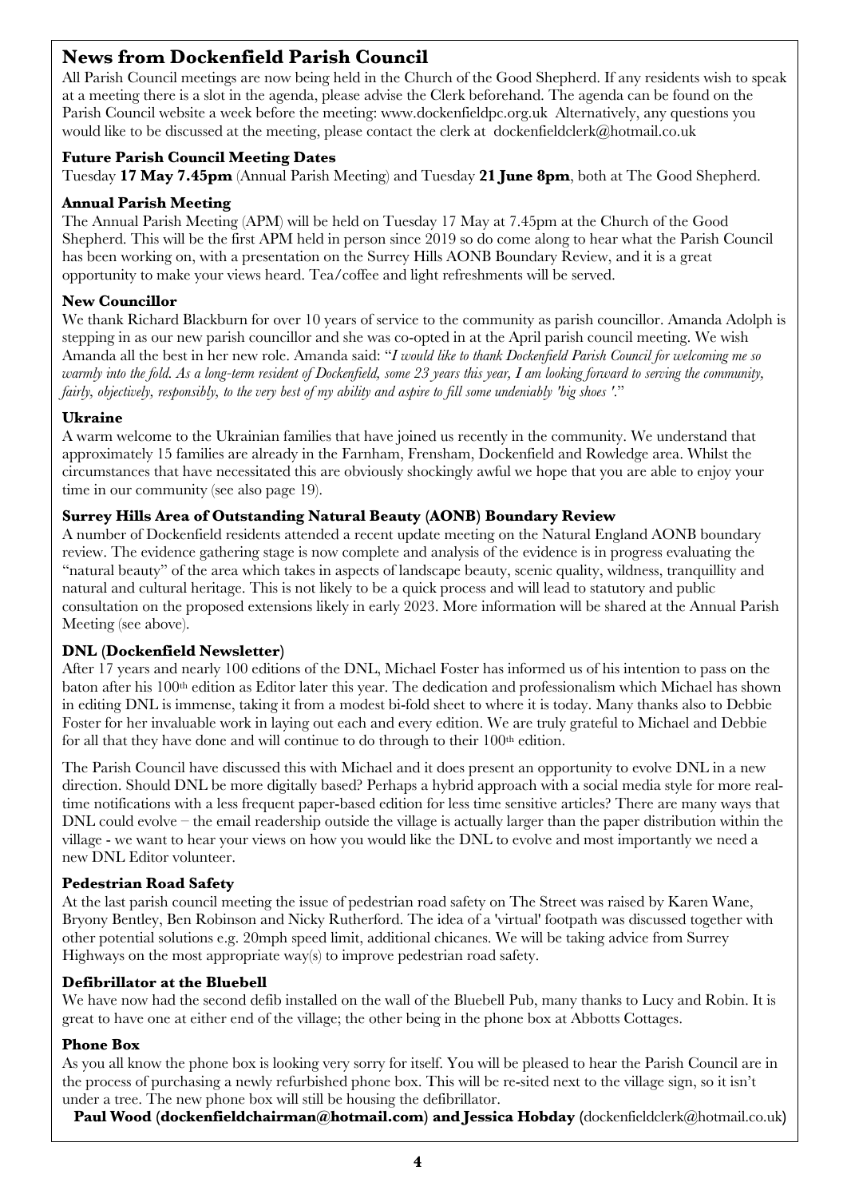## News from Dockenfield Parish Council

All Parish Council meetings are now being held in the Church of the Good Shepherd. If any residents wish to speak at a meeting there is a slot in the agenda, please advise the Clerk beforehand. The agenda can be found on the Parish Council website a week before the meeting: www.dockenfieldpc.org.uk Alternatively, any questions you would like to be discussed at the meeting, please contact the clerk at dockenfieldclerk@hotmail.co.uk

### Future Parish Council Meeting Dates

Tuesday **17 May 7.45pm** (Annual Parish Meeting) and Tuesday **21 June 8pm**, both at The Good Shepherd.

### Annual Parish Meeting

The Annual Parish Meeting (APM) will be held on Tuesday 17 May at 7.45pm at the Church of the Good Shepherd. This will be the first APM held in person since 2019 so do come along to hear what the Parish Council has been working on, with a presentation on the Surrey Hills AONB Boundary Review, and it is a great opportunity to make your views heard. Tea/coffee and light refreshments will be served.

### New Councillor

We thank Richard Blackburn for over 10 years of service to the community as parish councillor. Amanda Adolph is stepping in as our new parish councillor and she was co-opted in at the April parish council meeting. We wish Amanda all the best in her new role. Amanda said: "*I would like to thank Dockenfield Parish Council for welcoming me so warmly into the fold. As a long-term resident of Dockenfield, some 23 years this year, I am looking forward to serving the community, fairly, objectively, responsibly, to the very best of my ability and aspire to fill some undeniably 'big shoes '.*"

### Ukraine

A warm welcome to the Ukrainian families that have joined us recently in the community. We understand that approximately 15 families are already in the Farnham, Frensham, Dockenfield and Rowledge area. Whilst the circumstances that have necessitated this are obviously shockingly awful we hope that you are able to enjoy your time in our community (see also page 19).

### Surrey Hills Area of Outstanding Natural Beauty (AONB) Boundary Review

A number of Dockenfield residents attended a recent update meeting on the Natural England AONB boundary review. The evidence gathering stage is now complete and analysis of the evidence is in progress evaluating the "natural beauty" of the area which takes in aspects of landscape beauty, scenic quality, wildness, tranquillity and natural and cultural heritage. This is not likely to be a quick process and will lead to statutory and public consultation on the proposed extensions likely in early 2023. More information will be shared at the Annual Parish Meeting (see above).

### DNL (Dockenfield Newsletter)

After 17 years and nearly 100 editions of the DNL, Michael Foster has informed us of his intention to pass on the baton after his 100th edition as Editor later this year. The dedication and professionalism which Michael has shown in editing DNL is immense, taking it from a modest bi-fold sheet to where it is today. Many thanks also to Debbie Foster for her invaluable work in laying out each and every edition. We are truly grateful to Michael and Debbie for all that they have done and will continue to do through to their 100th edition.

The Parish Council have discussed this with Michael and it does present an opportunity to evolve DNL in a new direction. Should DNL be more digitally based? Perhaps a hybrid approach with a social media style for more real-time notifications with a less frequent paper-based edition for less time sensitive articles? There are many ways that DNL could evolve – the email readership outside the village is actually larger than the paper distribution within the village - we want to hear your views on how you would like the DNL to evolve and most importantly we need a new DNL Editor volunteer.

### Pedestrian Road Safety

At the last parish council meeting the issue of pedestrian road safety on The Street was raised by Karen Wane, Bryony Bentley, Ben Robinson and Nicky Rutherford. The idea of a 'virtual' footpath was discussed together with other potential solutions e.g. 20mph speed limit, additional chicanes. We will be taking advice from Surrey Highways on the most appropriate way(s) to improve pedestrian road safety.

### Defibrillator at the Bluebell

We have now had the second defib installed on the wall of the Bluebell Pub, many thanks to Lucy and Robin. It is great to have one at either end of the village; the other being in the phone box at Abbotts Cottages.

### Phone Box

As you all know the phone box is looking very sorry for itself. You will be pleased to hear the Parish Council are in the process of purchasing a newly refurbished phone box. This will be re-sited next to the village sign, so it isn't under a tree. The new phone box will still be housing the defibrillator.

**Paul Wood (dockenfieldchairman@hotmail.com) and Jessica Hobday** (dockenfieldclerk@hotmail.co.uk)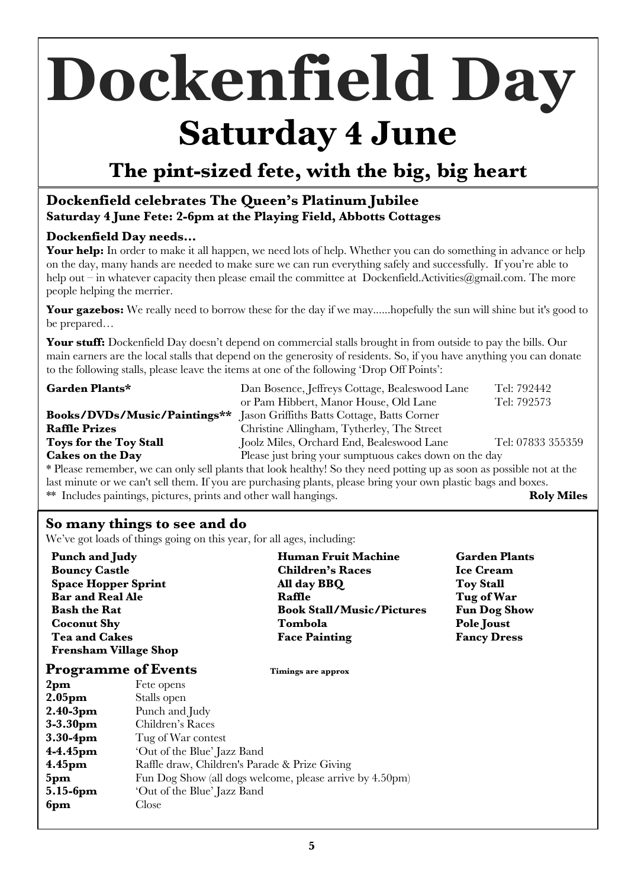# Dockenfield Day

## Saturday 4 June

### The pint-sized fete, with the big, big heart

### Dockenfield celebrates The Queen's Platinum Jubilee

**Saturday 4 June Fete: 2-6pm at the Playing Field, Abbotts Cottages**

**Dockenfield Day needs…**

**Your help:** In order to make it all happen, we need lots of help. Whether you can do something in advance or help on the day, many hands are needed to make sure we can run everything safely and successfully. If you're able to help out – in whatever capacity then please email the committee at Dockenfield.Activities@gmail.com. The more people helping the merrier.

**Your gazebos:** We really need to borrow these for the day if we may......hopefully the sun will shine but it's good to be prepared…

**Your stuff:** Dockenfield Day doesn't depend on commercial stalls brought in from outside to pay the bills. Our main earners are the local stalls that depend on the generosity of residents. So, if you have anything you can donate to the following stalls, please leave the items at one of the following 'Drop Off Points':

| | | |
|---|---|---|
| **Garden Plants*** | Dan Bosence, Jeffreys Cottage, Bealeswood Lane | Tel: 792442 |
| | or Pam Hibbert, Manor House, Old Lane | Tel: 792573 |
| **Books/DVDs/Music/Paintings**** | Jason Griffiths Batts Cottage, Batts Corner | |
| **Raffle Prizes** | Christine Allingham, Tytherley, The Street | |
| **Toys for the Toy Stall** | Joolz Miles, Orchard End, Bealeswood Lane | Tel: 07833 355359 |
| **Cakes on the Day** | Please just bring your sumptuous cakes down on the day | |

* Please remember, we can only sell plants that look healthy! So they need potting up as soon as possible not at the last minute or we can't sell them. If you are purchasing plants, please bring your own plastic bags and boxes.

** Includes paintings, pictures, prints and other wall hangings.

**Roly Miles**

### So many things to see and do

We've got loads of things going on this year, for all ages, including:

**Punch and Judy**
**Bouncy Castle**
**Space Hopper Sprint**
**Bar and Real Ale**
**Bash the Rat**
**Coconut Shy**
**Tea and Cakes**
**Frensham Village Shop**
**Human Fruit Machine**
**Children's Races**
**All day BBQ**
**Raffle**
**Book Stall/Music/Pictures**
**Tombola**
**Face Painting**
**Garden Plants**
**Ice Cream**
**Toy Stall**
**Tug of War**
**Fun Dog Show**
**Pole Joust**
**Fancy Dress**

### Programme of Events

**Timings are approx**

| | |
|---|---|
| **2pm** | Fete opens |
| **2.05pm** | Stalls open |
| **2.40-3pm** | Punch and Judy |
| **3-3.30pm** | Children's Races |
| **3.30-4pm** | Tug of War contest |
| **4-4.45pm** | 'Out of the Blue' Jazz Band |
| **4.45pm** | Raffle draw, Children's Parade & Prize Giving |
| **5pm** | Fun Dog Show (all dogs welcome, please arrive by 4.50pm) |
| **5.15-6pm** | 'Out of the Blue' Jazz Band |
| **6pm** | Close |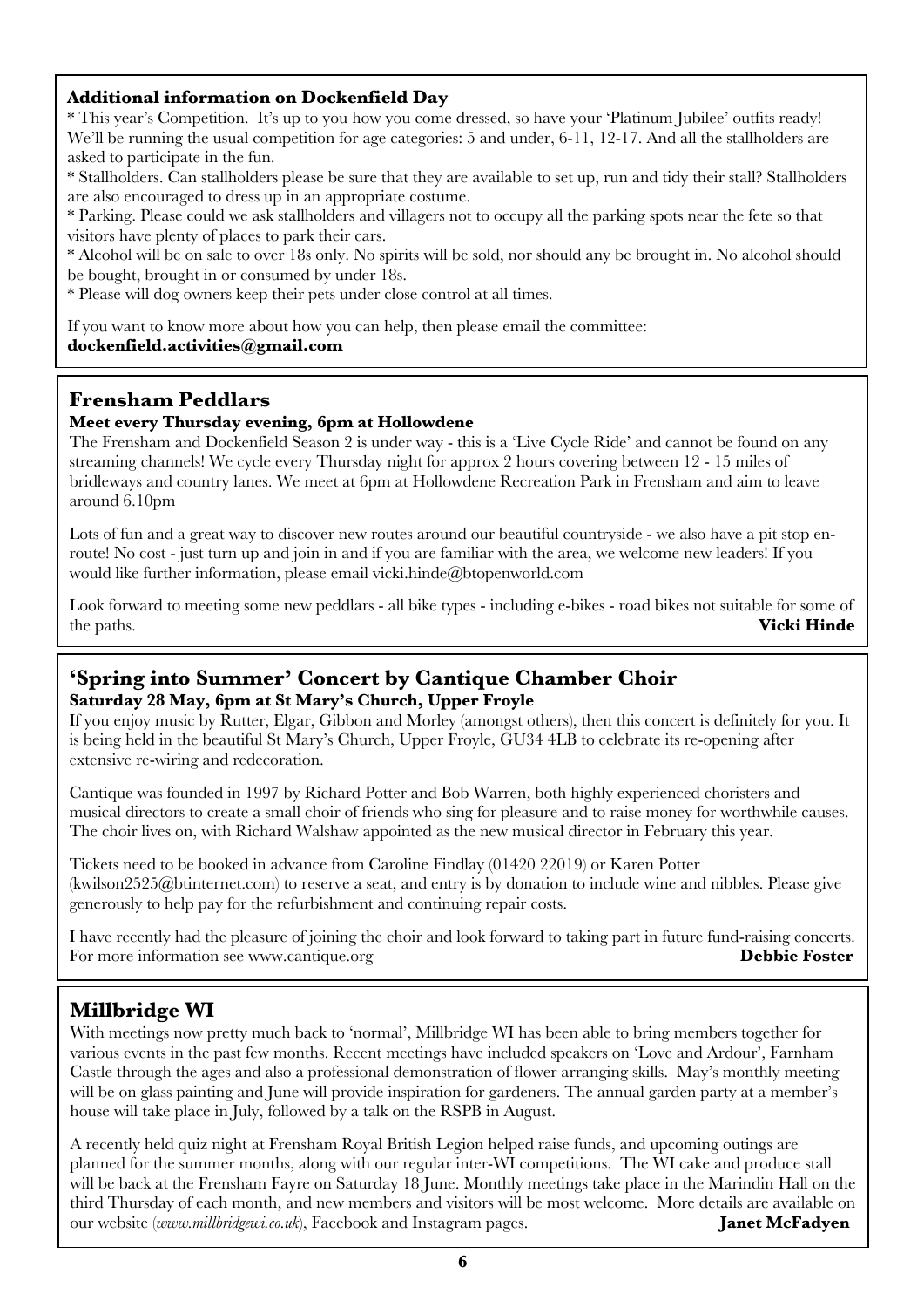### Additional information on Dockenfield Day

* This year's Competition. It's up to you how you come dressed, so have your 'Platinum Jubilee' outfits ready! We'll be running the usual competition for age categories: 5 and under, 6-11, 12-17. And all the stallholders are asked to participate in the fun.
* Stallholders. Can stallholders please be sure that they are available to set up, run and tidy their stall? Stallholders are also encouraged to dress up in an appropriate costume.
* Parking. Please could we ask stallholders and villagers not to occupy all the parking spots near the fete so that visitors have plenty of places to park their cars.
* Alcohol will be on sale to over 18s only. No spirits will be sold, nor should any be brought in. No alcohol should be bought, brought in or consumed by under 18s.
* Please will dog owners keep their pets under close control at all times.

If you want to know more about how you can help, then please email the committee:
**dockenfield.activities@gmail.com**

## Frensham Peddlars

**Meet every Thursday evening, 6pm at Hollowdene**

The Frensham and Dockenfield Season 2 is under way - this is a 'Live Cycle Ride' and cannot be found on any streaming channels! We cycle every Thursday night for approx 2 hours covering between 12 - 15 miles of bridleways and country lanes. We meet at 6pm at Hollowdene Recreation Park in Frensham and aim to leave around 6.10pm

Lots of fun and a great way to discover new routes around our beautiful countryside - we also have a pit stop en-route! No cost - just turn up and join in and if you are familiar with the area, we welcome new leaders! If you would like further information, please email vicki.hinde@btopenworld.com

Look forward to meeting some new peddlars - all bike types - including e-bikes - road bikes not suitable for some of the paths. **Vicki Hinde**

## 'Spring into Summer' Concert by Cantique Chamber Choir

**Saturday 28 May, 6pm at St Mary's Church, Upper Froyle**

If you enjoy music by Rutter, Elgar, Gibbon and Morley (amongst others), then this concert is definitely for you. It is being held in the beautiful St Mary's Church, Upper Froyle, GU34 4LB to celebrate its re-opening after extensive re-wiring and redecoration.

Cantique was founded in 1997 by Richard Potter and Bob Warren, both highly experienced choristers and musical directors to create a small choir of friends who sing for pleasure and to raise money for worthwhile causes. The choir lives on, with Richard Walshaw appointed as the new musical director in February this year.

Tickets need to be booked in advance from Caroline Findlay (01420 22019) or Karen Potter (kwilson2525@btinternet.com) to reserve a seat, and entry is by donation to include wine and nibbles. Please give generously to help pay for the refurbishment and continuing repair costs.

I have recently had the pleasure of joining the choir and look forward to taking part in future fund-raising concerts. For more information see www.cantique.org **Debbie Foster**

## Millbridge WI

With meetings now pretty much back to 'normal', Millbridge WI has been able to bring members together for various events in the past few months. Recent meetings have included speakers on 'Love and Ardour', Farnham Castle through the ages and also a professional demonstration of flower arranging skills. May's monthly meeting will be on glass painting and June will provide inspiration for gardeners. The annual garden party at a member's house will take place in July, followed by a talk on the RSPB in August.

A recently held quiz night at Frensham Royal British Legion helped raise funds, and upcoming outings are planned for the summer months, along with our regular inter-WI competitions. The WI cake and produce stall will be back at the Frensham Fayre on Saturday 18 June. Monthly meetings take place in the Marindin Hall on the third Thursday of each month, and new members and visitors will be most welcome. More details are available on our website (*www.millbridgewi.co.uk*), Facebook and Instagram pages. **Janet McFadyen**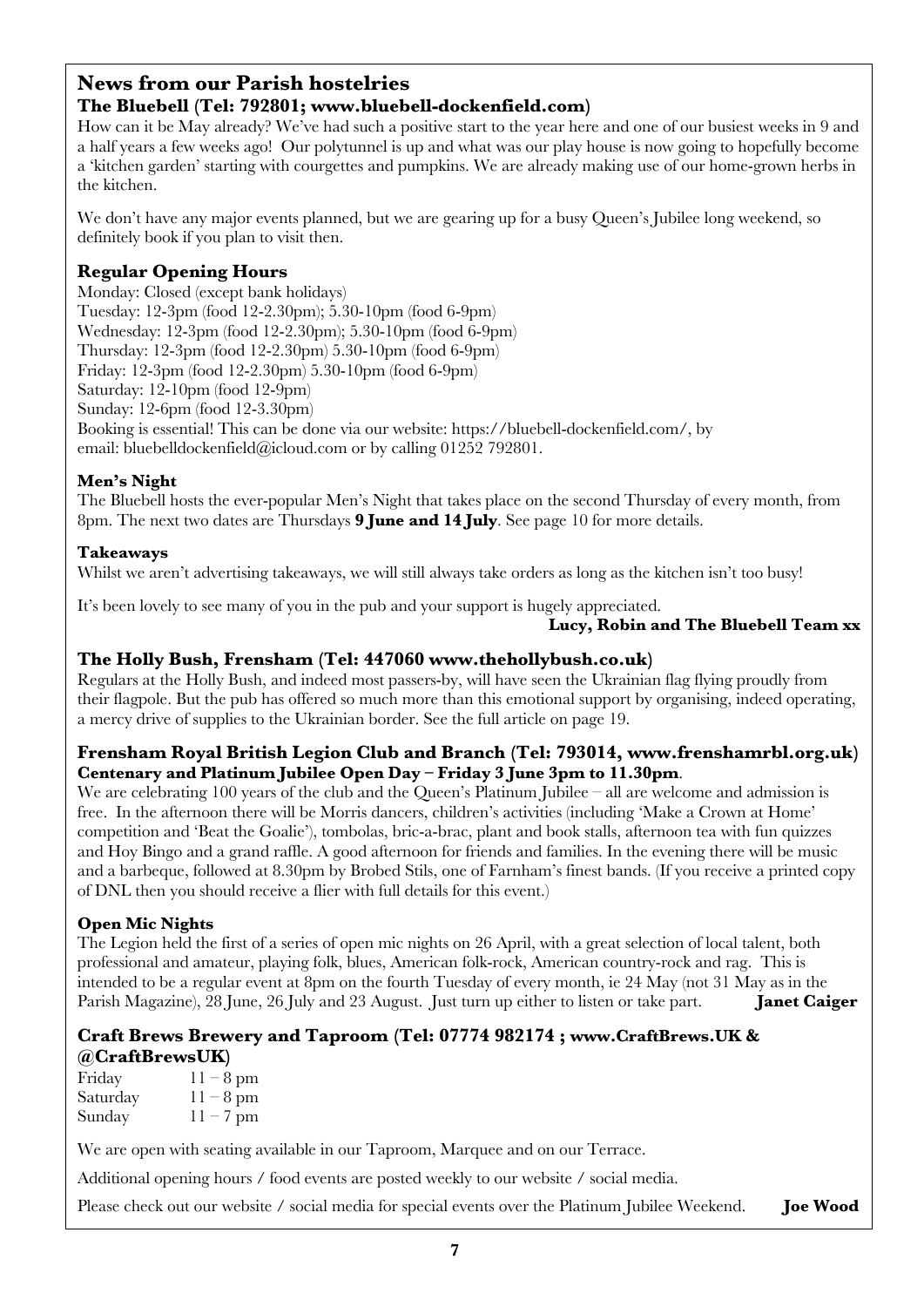## News from our Parish hostelries

### The Bluebell (Tel: 792801; www.bluebell-dockenfield.com)

How can it be May already? We've had such a positive start to the year here and one of our busiest weeks in 9 and a half years a few weeks ago! Our polytunnel is up and what was our play house is now going to hopefully become a 'kitchen garden' starting with courgettes and pumpkins. We are already making use of our home-grown herbs in the kitchen.

We don't have any major events planned, but we are gearing up for a busy Queen's Jubilee long weekend, so definitely book if you plan to visit then.

### Regular Opening Hours

Monday: Closed (except bank holidays)
Tuesday: 12-3pm (food 12-2.30pm); 5.30-10pm (food 6-9pm)
Wednesday: 12-3pm (food 12-2.30pm); 5.30-10pm (food 6-9pm)
Thursday: 12-3pm (food 12-2.30pm) 5.30-10pm (food 6-9pm)
Friday: 12-3pm (food 12-2.30pm) 5.30-10pm (food 6-9pm)
Saturday: 12-10pm (food 12-9pm)
Sunday: 12-6pm (food 12-3.30pm)
Booking is essential! This can be done via our website: https://bluebell-dockenfield.com/, by email: bluebelldockenfield@icloud.com or by calling 01252 792801.

**Men's Night**

The Bluebell hosts the ever-popular Men's Night that takes place on the second Thursday of every month, from 8pm. The next two dates are Thursdays **9 June and 14 July**. See page 10 for more details.

**Takeaways**

Whilst we aren't advertising takeaways, we will still always take orders as long as the kitchen isn't too busy!

It's been lovely to see many of you in the pub and your support is hugely appreciated.

**Lucy, Robin and The Bluebell Team xx**

### The Holly Bush, Frensham (Tel: 447060 www.thehollybush.co.uk)

Regulars at the Holly Bush, and indeed most passers-by, will have seen the Ukrainian flag flying proudly from their flagpole. But the pub has offered so much more than this emotional support by organising, indeed operating, a mercy drive of supplies to the Ukrainian border. See the full article on page 19.

### Frensham Royal British Legion Club and Branch (Tel: 793014, www.frenshamrbl.org.uk)

**Centenary and Platinum Jubilee Open Day – Friday 3 June 3pm to 11.30pm**.

We are celebrating 100 years of the club and the Queen's Platinum Jubilee – all are welcome and admission is free. In the afternoon there will be Morris dancers, children's activities (including 'Make a Crown at Home' competition and 'Beat the Goalie'), tombolas, bric-a-brac, plant and book stalls, afternoon tea with fun quizzes and Hoy Bingo and a grand raffle. A good afternoon for friends and families. In the evening there will be music and a barbeque, followed at 8.30pm by Brobed Stils, one of Farnham's finest bands. (If you receive a printed copy of DNL then you should receive a flier with full details for this event.)

**Open Mic Nights**

The Legion held the first of a series of open mic nights on 26 April, with a great selection of local talent, both professional and amateur, playing folk, blues, American folk-rock, American country-rock and rag. This is intended to be a regular event at 8pm on the fourth Tuesday of every month, ie 24 May (not 31 May as in the Parish Magazine), 28 June, 26 July and 23 August. Just turn up either to listen or take part. **Janet Caiger**

### Craft Brews Brewery and Taproom (Tel: 07774 982174 ; www.CraftBrews.UK & @CraftBrewsUK)

Friday 11 – 8 pm
Saturday 11 – 8 pm
Sunday 11 – 7 pm

We are open with seating available in our Taproom, Marquee and on our Terrace.

Additional opening hours / food events are posted weekly to our website / social media.

Please check out our website / social media for special events over the Platinum Jubilee Weekend. **Joe Wood**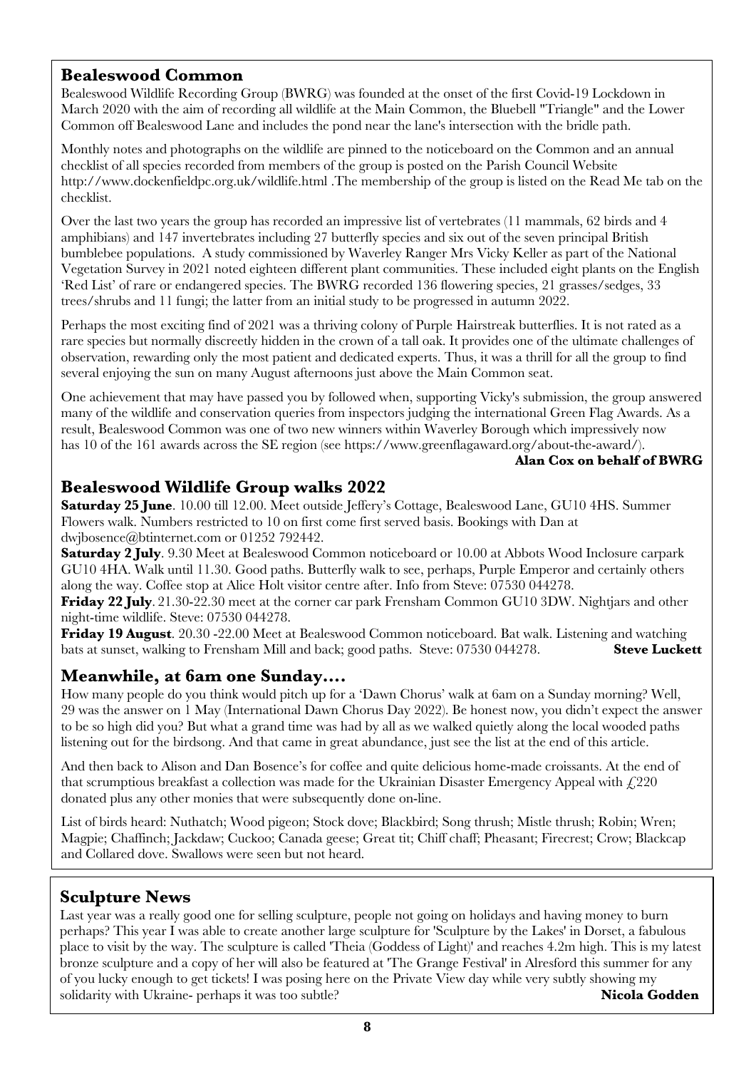## Bealeswood Common

Bealeswood Wildlife Recording Group (BWRG) was founded at the onset of the first Covid-19 Lockdown in March 2020 with the aim of recording all wildlife at the Main Common, the Bluebell "Triangle" and the Lower Common off Bealeswood Lane and includes the pond near the lane's intersection with the bridle path.

Monthly notes and photographs on the wildlife are pinned to the noticeboard on the Common and an annual checklist of all species recorded from members of the group is posted on the Parish Council Website http://www.dockenfieldpc.org.uk/wildlife.html .The membership of the group is listed on the Read Me tab on the checklist.

Over the last two years the group has recorded an impressive list of vertebrates (11 mammals, 62 birds and 4 amphibians) and 147 invertebrates including 27 butterfly species and six out of the seven principal British bumblebee populations. A study commissioned by Waverley Ranger Mrs Vicky Keller as part of the National Vegetation Survey in 2021 noted eighteen different plant communities. These included eight plants on the English 'Red List' of rare or endangered species. The BWRG recorded 136 flowering species, 21 grasses/sedges, 33 trees/shrubs and 11 fungi; the latter from an initial study to be progressed in autumn 2022.

Perhaps the most exciting find of 2021 was a thriving colony of Purple Hairstreak butterflies. It is not rated as a rare species but normally discreetly hidden in the crown of a tall oak. It provides one of the ultimate challenges of observation, rewarding only the most patient and dedicated experts. Thus, it was a thrill for all the group to find several enjoying the sun on many August afternoons just above the Main Common seat.

One achievement that may have passed you by followed when, supporting Vicky's submission, the group answered many of the wildlife and conservation queries from inspectors judging the international Green Flag Awards. As a result, Bealeswood Common was one of two new winners within Waverley Borough which impressively now has 10 of the 161 awards across the SE region (see https://www.greenflagaward.org/about-the-award/).

**Alan Cox on behalf of BWRG**

## Bealeswood Wildlife Group walks 2022

**Saturday 25 June**. 10.00 till 12.00. Meet outside Jeffery's Cottage, Bealeswood Lane, GU10 4HS. Summer Flowers walk. Numbers restricted to 10 on first come first served basis. Bookings with Dan at dwjbosence@btinternet.com or 01252 792442.

**Saturday 2 July**. 9.30 Meet at Bealeswood Common noticeboard or 10.00 at Abbots Wood Inclosure carpark GU10 4HA. Walk until 11.30. Good paths. Butterfly walk to see, perhaps, Purple Emperor and certainly others along the way. Coffee stop at Alice Holt visitor centre after. Info from Steve: 07530 044278.

**Friday 22 July**. 21.30-22.30 meet at the corner car park Frensham Common GU10 3DW. Nightjars and other night-time wildlife. Steve: 07530 044278.

**Friday 19 August**. 20.30 -22.00 Meet at Bealeswood Common noticeboard. Bat walk. Listening and watching bats at sunset, walking to Frensham Mill and back; good paths. Steve: 07530 044278.

**Steve Luckett**

## Meanwhile, at 6am one Sunday....

How many people do you think would pitch up for a 'Dawn Chorus' walk at 6am on a Sunday morning? Well, 29 was the answer on 1 May (International Dawn Chorus Day 2022). Be honest now, you didn't expect the answer to be so high did you? But what a grand time was had by all as we walked quietly along the local wooded paths listening out for the birdsong. And that came in great abundance, just see the list at the end of this article.

And then back to Alison and Dan Bosence's for coffee and quite delicious home-made croissants. At the end of that scrumptious breakfast a collection was made for the Ukrainian Disaster Emergency Appeal with £220 donated plus any other monies that were subsequently done on-line.

List of birds heard: Nuthatch; Wood pigeon; Stock dove; Blackbird; Song thrush; Mistle thrush; Robin; Wren; Magpie; Chaffinch; Jackdaw; Cuckoo; Canada geese; Great tit; Chiff chaff; Pheasant; Firecrest; Crow; Blackcap and Collared dove. Swallows were seen but not heard.

## Sculpture News

Last year was a really good one for selling sculpture, people not going on holidays and having money to burn perhaps? This year I was able to create another large sculpture for 'Sculpture by the Lakes' in Dorset, a fabulous place to visit by the way. The sculpture is called 'Theia (Goddess of Light)' and reaches 4.2m high. This is my latest bronze sculpture and a copy of her will also be featured at 'The Grange Festival' in Alresford this summer for any of you lucky enough to get tickets! I was posing here on the Private View day while very subtly showing my solidarity with Ukraine- perhaps it was too subtle?

**Nicola Godden**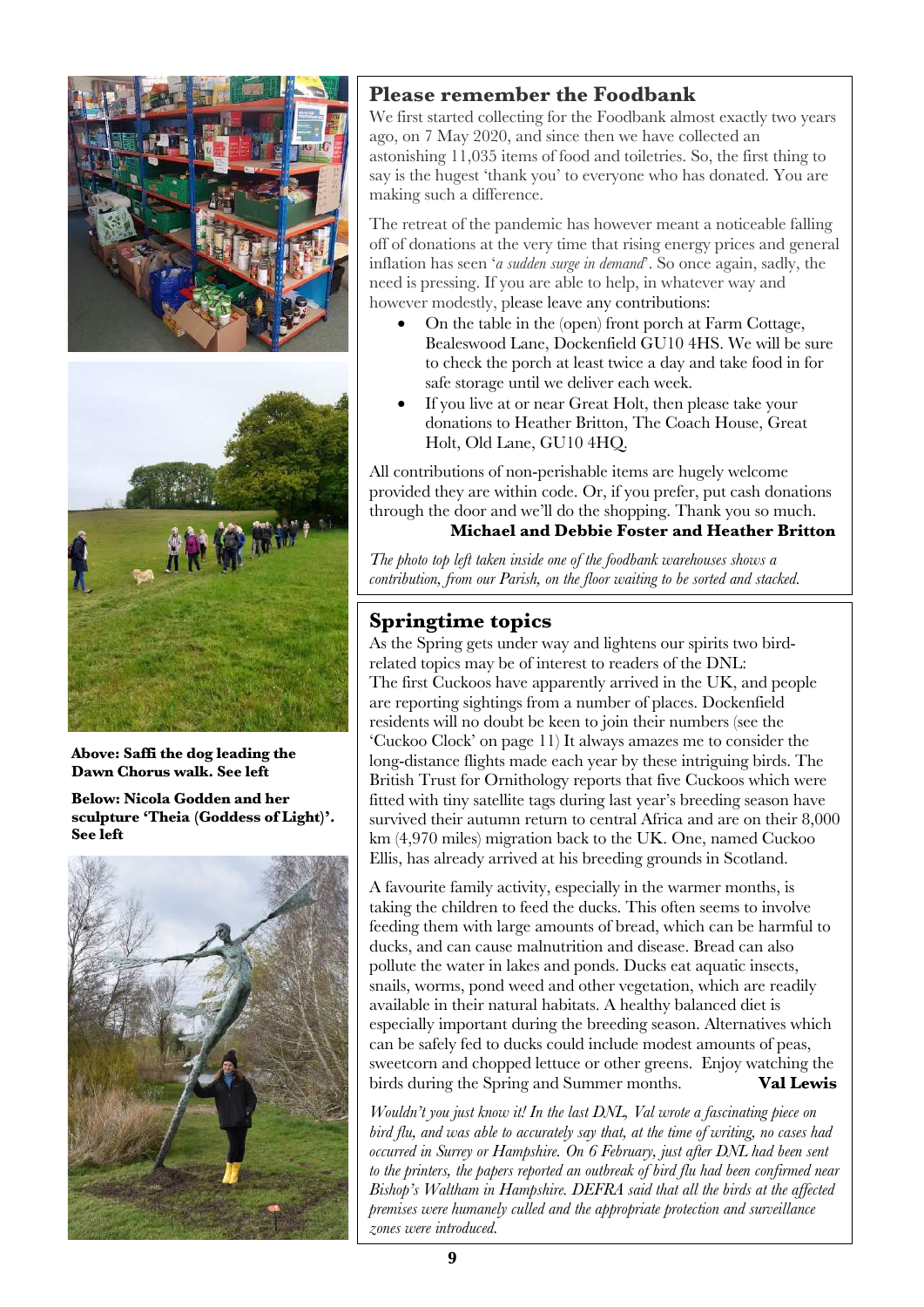## Please remember the Foodbank

We first started collecting for the Foodbank almost exactly two years ago, on 7 May 2020, and since then we have collected an astonishing 11,035 items of food and toiletries. So, the first thing to say is the hugest 'thank you' to everyone who has donated. You are making such a difference.

The retreat of the pandemic has however meant a noticeable falling off of donations at the very time that rising energy prices and general inflation has seen '*a sudden surge in demand*'. So once again, sadly, the need is pressing. If you are able to help, in whatever way and however modestly, please leave any contributions:

- On the table in the (open) front porch at Farm Cottage, Bealeswood Lane, Dockenfield GU10 4HS. We will be sure to check the porch at least twice a day and take food in for safe storage until we deliver each week.
- If you live at or near Great Holt, then please take your donations to Heather Britton, The Coach House, Great Holt, Old Lane, GU10 4HQ.

All contributions of non-perishable items are hugely welcome provided they are within code. Or, if you prefer, put cash donations through the door and we'll do the shopping. Thank you so much.

**Michael and Debbie Foster and Heather Britton**

*The photo top left taken inside one of the foodbank warehouses shows a contribution, from our Parish, on the floor waiting to be sorted and stacked.*

**Above: Saffi the dog leading the Dawn Chorus walk. See left**

**Below: Nicola Godden and her sculpture 'Theia (Goddess of Light)'. See left**

## Springtime topics

As the Spring gets under way and lightens our spirits two bird-related topics may be of interest to readers of the DNL:

The first Cuckoos have apparently arrived in the UK, and people are reporting sightings from a number of places. Dockenfield residents will no doubt be keen to join their numbers (see the 'Cuckoo Clock' on page 11) It always amazes me to consider the long-distance flights made each year by these intriguing birds. The British Trust for Ornithology reports that five Cuckoos which were fitted with tiny satellite tags during last year's breeding season have survived their autumn return to central Africa and are on their 8,000 km (4,970 miles) migration back to the UK. One, named Cuckoo Ellis, has already arrived at his breeding grounds in Scotland.

A favourite family activity, especially in the warmer months, is taking the children to feed the ducks. This often seems to involve feeding them with large amounts of bread, which can be harmful to ducks, and can cause malnutrition and disease. Bread can also pollute the water in lakes and ponds. Ducks eat aquatic insects, snails, worms, pond weed and other vegetation, which are readily available in their natural habitats. A healthy balanced diet is especially important during the breeding season. Alternatives which can be safely fed to ducks could include modest amounts of peas, sweetcorn and chopped lettuce or other greens. Enjoy watching the birds during the Spring and Summer months. **Val Lewis**

*Wouldn't you just know it! In the last DNL, Val wrote a fascinating piece on bird flu, and was able to accurately say that, at the time of writing, no cases had occurred in Surrey or Hampshire. On 6 February, just after DNL had been sent to the printers, the papers reported an outbreak of bird flu had been confirmed near Bishop's Waltham in Hampshire. DEFRA said that all the birds at the affected premises were humanely culled and the appropriate protection and surveillance zones were introduced.*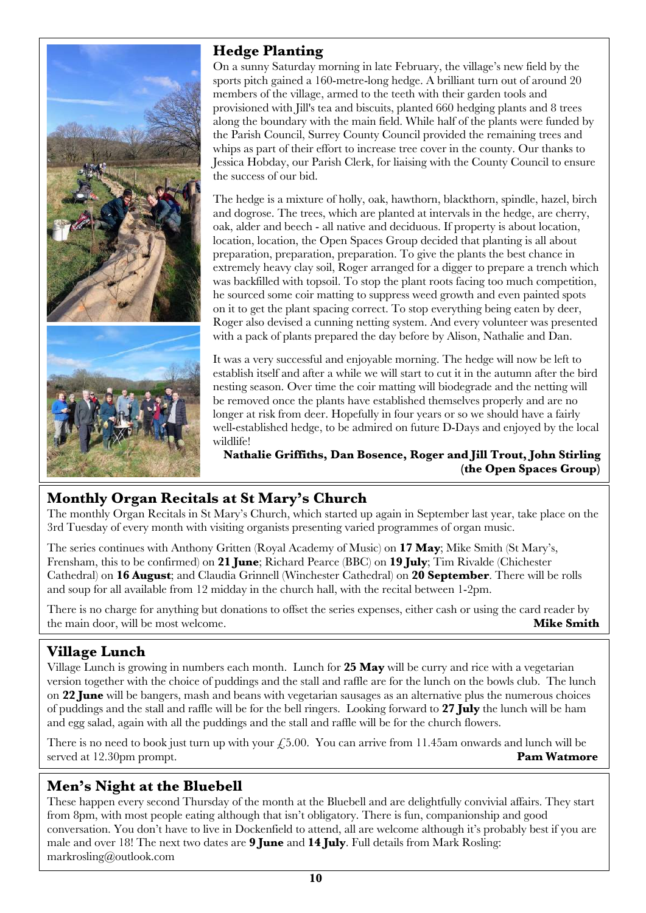## Hedge Planting

On a sunny Saturday morning in late February, the village's new field by the sports pitch gained a 160-metre-long hedge. A brilliant turn out of around 20 members of the village, armed to the teeth with their garden tools and provisioned with Jill's tea and biscuits, planted 660 hedging plants and 8 trees along the boundary with the main field. While half of the plants were funded by the Parish Council, Surrey County Council provided the remaining trees and whips as part of their effort to increase tree cover in the county. Our thanks to Jessica Hobday, our Parish Clerk, for liaising with the County Council to ensure the success of our bid.

The hedge is a mixture of holly, oak, hawthorn, blackthorn, spindle, hazel, birch and dogrose. The trees, which are planted at intervals in the hedge, are cherry, oak, alder and beech - all native and deciduous. If property is about location, location, location, the Open Spaces Group decided that planting is all about preparation, preparation, preparation. To give the plants the best chance in extremely heavy clay soil, Roger arranged for a digger to prepare a trench which was backfilled with topsoil. To stop the plant roots facing too much competition, he sourced some coir matting to suppress weed growth and even painted spots on it to get the plant spacing correct. To stop everything being eaten by deer, Roger also devised a cunning netting system. And every volunteer was presented with a pack of plants prepared the day before by Alison, Nathalie and Dan.

It was a very successful and enjoyable morning. The hedge will now be left to establish itself and after a while we will start to cut it in the autumn after the bird nesting season. Over time the coir matting will biodegrade and the netting will be removed once the plants have established themselves properly and are no longer at risk from deer. Hopefully in four years or so we should have a fairly well-established hedge, to be admired on future D-Days and enjoyed by the local wildlife!

**Nathalie Griffiths, Dan Bosence, Roger and Jill Trout, John Stirling (the Open Spaces Group)**

## Monthly Organ Recitals at St Mary's Church

The monthly Organ Recitals in St Mary's Church, which started up again in September last year, take place on the 3rd Tuesday of every month with visiting organists presenting varied programmes of organ music.

The series continues with Anthony Gritten (Royal Academy of Music) on **17 May**; Mike Smith (St Mary's, Frensham, this to be confirmed) on **21 June**; Richard Pearce (BBC) on **19 July**; Tim Rivalde (Chichester Cathedral) on **16 August**; and Claudia Grinnell (Winchester Cathedral) on **20 September**. There will be rolls and soup for all available from 12 midday in the church hall, with the recital between 1-2pm.

There is no charge for anything but donations to offset the series expenses, either cash or using the card reader by the main door, will be most welcome. **Mike Smith**

## Village Lunch

Village Lunch is growing in numbers each month. Lunch for **25 May** will be curry and rice with a vegetarian version together with the choice of puddings and the stall and raffle are for the lunch on the bowls club. The lunch on **22 June** will be bangers, mash and beans with vegetarian sausages as an alternative plus the numerous choices of puddings and the stall and raffle will be for the bell ringers. Looking forward to **27 July** the lunch will be ham and egg salad, again with all the puddings and the stall and raffle will be for the church flowers.

There is no need to book just turn up with your £5.00. You can arrive from 11.45am onwards and lunch will be served at 12.30pm prompt. **Pam Watmore**

## Men's Night at the Bluebell

These happen every second Thursday of the month at the Bluebell and are delightfully convivial affairs. They start from 8pm, with most people eating although that isn't obligatory. There is fun, companionship and good conversation. You don't have to live in Dockenfield to attend, all are welcome although it's probably best if you are male and over 18! The next two dates are **9 June** and **14 July**. Full details from Mark Rosling: markrosling@outlook.com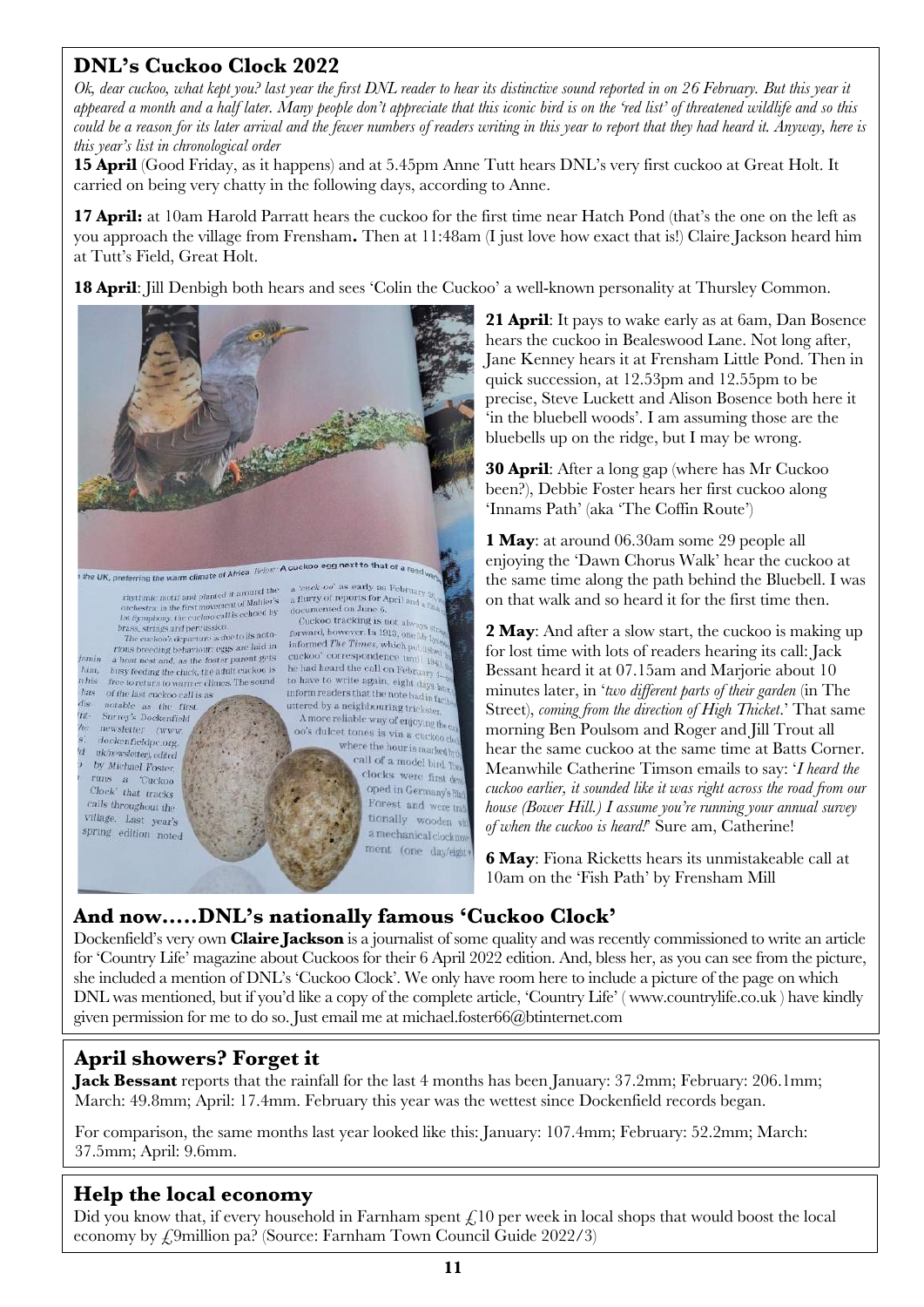## DNL's Cuckoo Clock 2022

*Ok, dear cuckoo, what kept you? last year the first DNL reader to hear its distinctive sound reported in on 26 February. But this year it appeared a month and a half later. Many people don't appreciate that this iconic bird is on the 'red list' of threatened wildlife and so this could be a reason for its later arrival and the fewer numbers of readers writing in this year to report that they had heard it. Anyway, here is this year's list in chronological order*

**15 April** (Good Friday, as it happens) and at 5.45pm Anne Tutt hears DNL's very first cuckoo at Great Holt. It carried on being very chatty in the following days, according to Anne.

**17 April:** at 10am Harold Parratt hears the cuckoo for the first time near Hatch Pond (that's the one on the left as you approach the village from Frensham**.** Then at 11:48am (I just love how exact that is!) Claire Jackson heard him at Tutt's Field, Great Holt.

**18 April**: Jill Denbigh both hears and sees 'Colin the Cuckoo' a well-known personality at Thursley Common.

**21 April**: It pays to wake early as at 6am, Dan Bosence hears the cuckoo in Bealeswood Lane. Not long after, Jane Kenney hears it at Frensham Little Pond. Then in quick succession, at 12.53pm and 12.55pm to be precise, Steve Luckett and Alison Bosence both here it 'in the bluebell woods'. I am assuming those are the bluebells up on the ridge, but I may be wrong.

**30 April**: After a long gap (where has Mr Cuckoo been?), Debbie Foster hears her first cuckoo along 'Innams Path' (aka 'The Coffin Route')

**1 May**: at around 06.30am some 29 people all enjoying the 'Dawn Chorus Walk' hear the cuckoo at the same time along the path behind the Bluebell. I was on that walk and so heard it for the first time then.

**2 May**: And after a slow start, the cuckoo is making up for lost time with lots of readers hearing its call: Jack Bessant heard it at 07.15am and Marjorie about 10 minutes later, in '*two different parts of their garden* (in The Street), *coming from the direction of High Thicket*.' That same morning Ben Poulsom and Roger and Jill Trout all hear the same cuckoo at the same time at Batts Corner. Meanwhile Catherine Timson emails to say: '*I heard the cuckoo earlier, it sounded like it was right across the road from our house (Bower Hill.) I assume you're running your annual survey of when the cuckoo is heard!*' Sure am, Catherine!

**6 May**: Fiona Ricketts hears its unmistakeable call at 10am on the 'Fish Path' by Frensham Mill

## And now.....DNL's nationally famous 'Cuckoo Clock'

Dockenfield's very own **Claire Jackson** is a journalist of some quality and was recently commissioned to write an article for 'Country Life' magazine about Cuckoos for their 6 April 2022 edition. And, bless her, as you can see from the picture, she included a mention of DNL's 'Cuckoo Clock'. We only have room here to include a picture of the page on which DNL was mentioned, but if you'd like a copy of the complete article, 'Country Life' ( www.countrylife.co.uk ) have kindly given permission for me to do so. Just email me at michael.foster66@btinternet.com

## April showers? Forget it

**Jack Bessant** reports that the rainfall for the last 4 months has been January: 37.2mm; February: 206.1mm; March: 49.8mm; April: 17.4mm. February this year was the wettest since Dockenfield records began.

For comparison, the same months last year looked like this: January: 107.4mm; February: 52.2mm; March: 37.5mm; April: 9.6mm.

## Help the local economy

Did you know that, if every household in Farnham spent £10 per week in local shops that would boost the local economy by £9million pa? (Source: Farnham Town Council Guide 2022/3)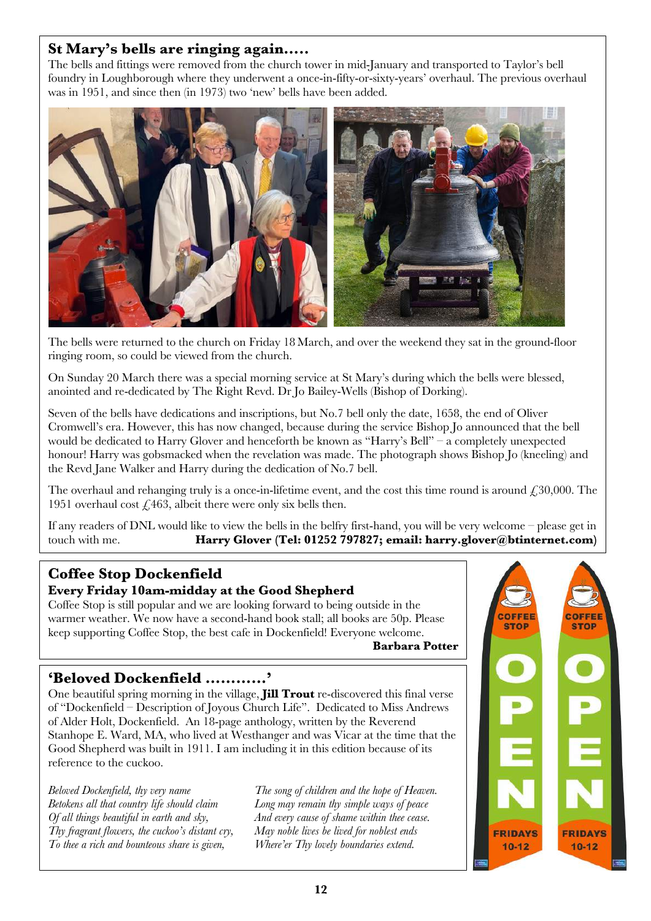## St Mary's bells are ringing again.....

The bells and fittings were removed from the church tower in mid-January and transported to Taylor's bell foundry in Loughborough where they underwent a once-in-fifty-or-sixty-years' overhaul. The previous overhaul was in 1951, and since then (in 1973) two 'new' bells have been added.

The bells were returned to the church on Friday 18 March, and over the weekend they sat in the ground-floor ringing room, so could be viewed from the church.

On Sunday 20 March there was a special morning service at St Mary's during which the bells were blessed, anointed and re-dedicated by The Right Revd. Dr Jo Bailey-Wells (Bishop of Dorking).

Seven of the bells have dedications and inscriptions, but No.7 bell only the date, 1658, the end of Oliver Cromwell's era. However, this has now changed, because during the service Bishop Jo announced that the bell would be dedicated to Harry Glover and henceforth be known as "Harry's Bell" – a completely unexpected honour! Harry was gobsmacked when the revelation was made. The photograph shows Bishop Jo (kneeling) and the Revd Jane Walker and Harry during the dedication of No.7 bell.

The overhaul and rehanging truly is a once-in-lifetime event, and the cost this time round is around £30,000. The 1951 overhaul cost £463, albeit there were only six bells then.

If any readers of DNL would like to view the bells in the belfry first-hand, you will be very welcome – please get in touch with me. **Harry Glover (Tel: 01252 797827; email: harry.glover@btinternet.com)**

## Coffee Stop Dockenfield

### Every Friday 10am-midday at the Good Shepherd

Coffee Stop is still popular and we are looking forward to being outside in the warmer weather. We now have a second-hand book stall; all books are 50p. Please keep supporting Coffee Stop, the best cafe in Dockenfield! Everyone welcome.

**Barbara Potter**

COFFEE STOP OPEN FRIDAYS 10-12

## 'Beloved Dockenfield ...........'

One beautiful spring morning in the village, **Jill Trout** re-discovered this final verse of "Dockenfield – Description of Joyous Church Life". Dedicated to Miss Andrews of Alder Holt, Dockenfield. An 18-page anthology, written by the Reverend Stanhope E. Ward, MA, who lived at Westhanger and was Vicar at the time that the Good Shepherd was built in 1911. I am including it in this edition because of its reference to the cuckoo.

*Beloved Dockenfield, thy very name*
*Betokens all that country life should claim*
*Of all things beautiful in earth and sky,*
*Thy fragrant flowers, the cuckoo's distant cry,*
*To thee a rich and bounteous share is given,*
*The song of children and the hope of Heaven.*
*Long may remain thy simple ways of peace*
*And every cause of shame within thee cease.*
*May noble lives be lived for noblest ends*
*Where'er Thy lovely boundaries extend.*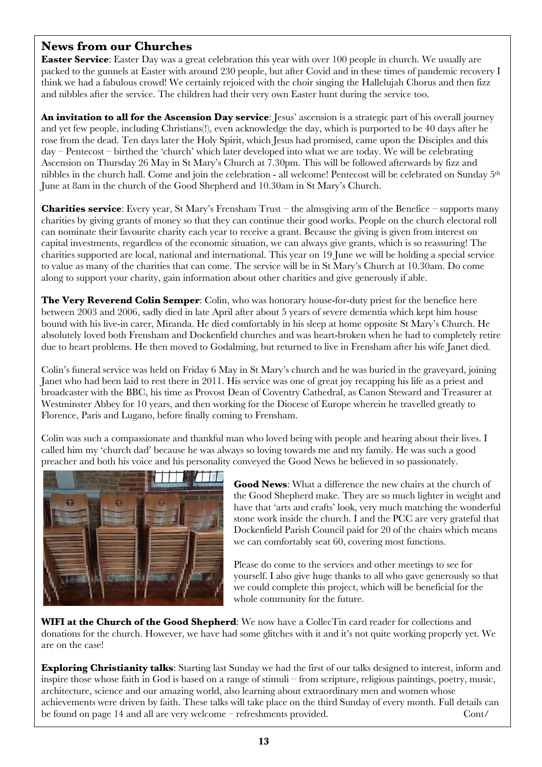## News from our Churches

**Easter Service**: Easter Day was a great celebration this year with over 100 people in church. We usually are packed to the gunnels at Easter with around 230 people, but after Covid and in these times of pandemic recovery I think we had a fabulous crowd! We certainly rejoiced with the choir singing the Hallelujah Chorus and then fizz and nibbles after the service. The children had their very own Easter hunt during the service too.

**An invitation to all for the Ascension Day service**: Jesus' ascension is a strategic part of his overall journey and yet few people, including Christians(!), even acknowledge the day, which is purported to be 40 days after he rose from the dead. Ten days later the Holy Spirit, which Jesus had promised, came upon the Disciples and this day – Pentecost – birthed the 'church' which later developed into what we are today. We will be celebrating Ascension on Thursday 26 May in St Mary's Church at 7.30pm. This will be followed afterwards by fizz and nibbles in the church hall. Come and join the celebration - all welcome! Pentecost will be celebrated on Sunday 5th June at 8am in the church of the Good Shepherd and 10.30am in St Mary's Church.

**Charities service**: Every year, St Mary's Frensham Trust – the almsgiving arm of the Benefice – supports many charities by giving grants of money so that they can continue their good works. People on the church electoral roll can nominate their favourite charity each year to receive a grant. Because the giving is given from interest on capital investments, regardless of the economic situation, we can always give grants, which is so reassuring! The charities supported are local, national and international. This year on 19 June we will be holding a special service to value as many of the charities that can come. The service will be in St Mary's Church at 10.30am. Do come along to support your charity, gain information about other charities and give generously if able.

**The Very Reverend Colin Semper**: Colin, who was honorary house-for-duty priest for the benefice here between 2003 and 2006, sadly died in late April after about 5 years of severe dementia which kept him house bound with his live-in carer, Miranda. He died comfortably in his sleep at home opposite St Mary's Church. He absolutely loved both Frensham and Dockenfield churches and was heart-broken when he had to completely retire due to heart problems. He then moved to Godalming, but returned to live in Frensham after his wife Janet died.

Colin's funeral service was held on Friday 6 May in St Mary's church and he was buried in the graveyard, joining Janet who had been laid to rest there in 2011. His service was one of great joy recapping his life as a priest and broadcaster with the BBC, his time as Provost Dean of Coventry Cathedral, as Canon Steward and Treasurer at Westminster Abbey for 10 years, and then working for the Diocese of Europe wherein he travelled greatly to Florence, Paris and Lugano, before finally coming to Frensham.

Colin was such a compassionate and thankful man who loved being with people and hearing about their lives. I called him my 'church dad' because he was always so loving towards me and my family. He was such a good preacher and both his voice and his personality conveyed the Good News he believed in so passionately.

**Good News**: What a difference the new chairs at the church of the Good Shepherd make. They are so much lighter in weight and have that 'arts and crafts' look, very much matching the wonderful stone work inside the church. I and the PCC are very grateful that Dockenfield Parish Council paid for 20 of the chairs which means we can comfortably seat 60, covering most functions.

Please do come to the services and other meetings to see for yourself. I also give huge thanks to all who gave generously so that we could complete this project, which will be beneficial for the whole community for the future.

**WIFI at the Church of the Good Shepherd**: We now have a CollecTin card reader for collections and donations for the church. However, we have had some glitches with it and it's not quite working properly yet. We are on the case!

**Exploring Christianity talks**: Starting last Sunday we had the first of our talks designed to interest, inform and inspire those whose faith in God is based on a range of stimuli – from scripture, religious paintings, poetry, music, architecture, science and our amazing world, also learning about extraordinary men and women whose achievements were driven by faith. These talks will take place on the third Sunday of every month. Full details can be found on page 14 and all are very welcome – refreshments provided. Cont/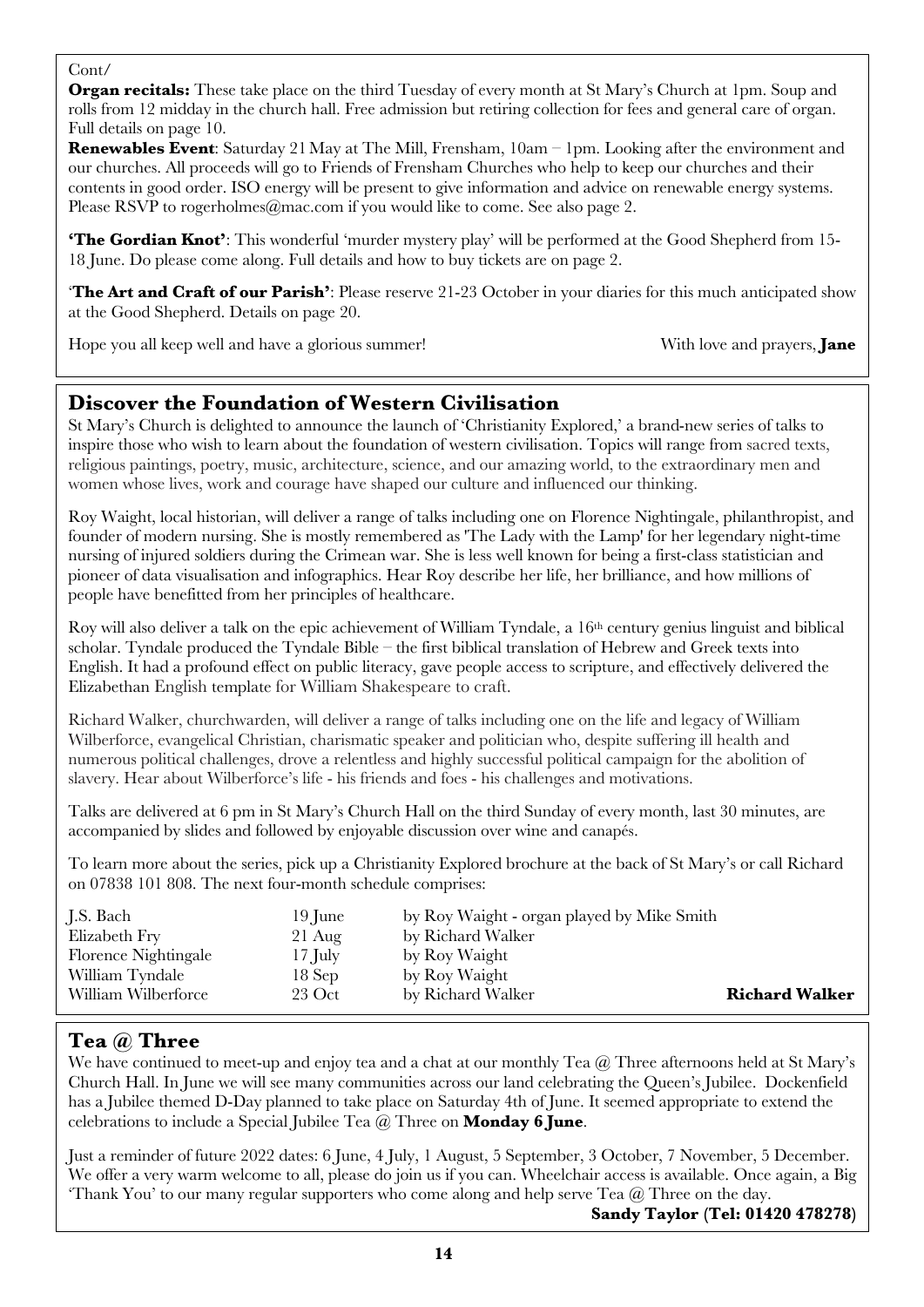Cont/

**Organ recitals:** These take place on the third Tuesday of every month at St Mary's Church at 1pm. Soup and rolls from 12 midday in the church hall. Free admission but retiring collection for fees and general care of organ. Full details on page 10.

**Renewables Event**: Saturday 21 May at The Mill, Frensham, 10am – 1pm. Looking after the environment and our churches. All proceeds will go to Friends of Frensham Churches who help to keep our churches and their contents in good order. ISO energy will be present to give information and advice on renewable energy systems. Please RSVP to rogerholmes@mac.com if you would like to come. See also page 2.

**'The Gordian Knot'**: This wonderful 'murder mystery play' will be performed at the Good Shepherd from 15-18 June. Do please come along. Full details and how to buy tickets are on page 2.

'**The Art and Craft of our Parish'**: Please reserve 21-23 October in your diaries for this much anticipated show at the Good Shepherd. Details on page 20.

Hope you all keep well and have a glorious summer!

With love and prayers, **Jane**

## Discover the Foundation of Western Civilisation

St Mary's Church is delighted to announce the launch of 'Christianity Explored,' a brand-new series of talks to inspire those who wish to learn about the foundation of western civilisation. Topics will range from sacred texts, religious paintings, poetry, music, architecture, science, and our amazing world, to the extraordinary men and women whose lives, work and courage have shaped our culture and influenced our thinking.

Roy Waight, local historian, will deliver a range of talks including one on Florence Nightingale, philanthropist, and founder of modern nursing. She is mostly remembered as 'The Lady with the Lamp' for her legendary night-time nursing of injured soldiers during the Crimean war. She is less well known for being a first-class statistician and pioneer of data visualisation and infographics. Hear Roy describe her life, her brilliance, and how millions of people have benefitted from her principles of healthcare.

Roy will also deliver a talk on the epic achievement of William Tyndale, a 16th century genius linguist and biblical scholar. Tyndale produced the Tyndale Bible – the first biblical translation of Hebrew and Greek texts into English. It had a profound effect on public literacy, gave people access to scripture, and effectively delivered the Elizabethan English template for William Shakespeare to craft.

Richard Walker, churchwarden, will deliver a range of talks including one on the life and legacy of William Wilberforce, evangelical Christian, charismatic speaker and politician who, despite suffering ill health and numerous political challenges, drove a relentless and highly successful political campaign for the abolition of slavery. Hear about Wilberforce's life - his friends and foes - his challenges and motivations.

Talks are delivered at 6 pm in St Mary's Church Hall on the third Sunday of every month, last 30 minutes, are accompanied by slides and followed by enjoyable discussion over wine and canapés.

To learn more about the series, pick up a Christianity Explored brochure at the back of St Mary's or call Richard on 07838 101 808. The next four-month schedule comprises:

| | | |
|---|---|---|
| J.S. Bach | 19 June | by Roy Waight - organ played by Mike Smith |
| Elizabeth Fry | 21 Aug | by Richard Walker |
| Florence Nightingale | 17 July | by Roy Waight |
| William Tyndale | 18 Sep | by Roy Waight |
| William Wilberforce | 23 Oct | by Richard Walker |

**Richard Walker**

## Tea @ Three

We have continued to meet-up and enjoy tea and a chat at our monthly Tea @ Three afternoons held at St Mary's Church Hall. In June we will see many communities across our land celebrating the Queen's Jubilee. Dockenfield has a Jubilee themed D-Day planned to take place on Saturday 4th of June. It seemed appropriate to extend the celebrations to include a Special Jubilee Tea @ Three on **Monday 6 June**.

Just a reminder of future 2022 dates: 6 June, 4 July, 1 August, 5 September, 3 October, 7 November, 5 December. We offer a very warm welcome to all, please do join us if you can. Wheelchair access is available. Once again, a Big 'Thank You' to our many regular supporters who come along and help serve Tea @ Three on the day.

**Sandy Taylor (Tel: 01420 478278)**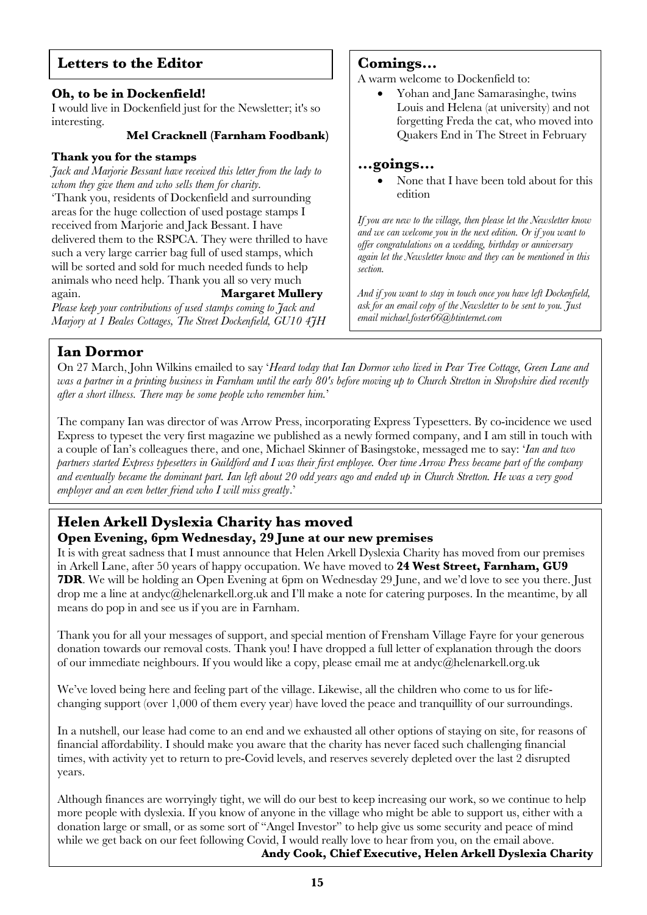## Letters to the Editor

### Oh, to be in Dockenfield!

I would live in Dockenfield just for the Newsletter; it's so interesting.

**Mel Cracknell (Farnham Foodbank)**

### Thank you for the stamps

*Jack and Marjorie Bessant have received this letter from the lady to whom they give them and who sells them for charity.*

'Thank you, residents of Dockenfield and surrounding areas for the huge collection of used postage stamps I received from Marjorie and Jack Bessant. I have delivered them to the RSPCA. They were thrilled to have such a very large carrier bag full of used stamps, which will be sorted and sold for much needed funds to help animals who need help. Thank you all so very much again.

**Margaret Mullery**

*Please keep your contributions of used stamps coming to Jack and Marjory at 1 Beales Cottages, The Street Dockenfield, GU10 4JH*

## Comings…

A warm welcome to Dockenfield to:

- Yohan and Jane Samarasinghe, twins Louis and Helena (at university) and not forgetting Freda the cat, who moved into Quakers End in The Street in February

## …goings…

- None that I have been told about for this edition

*If you are new to the village, then please let the Newsletter know and we can welcome you in the next edition. Or if you want to offer congratulations on a wedding, birthday or anniversary again let the Newsletter know and they can be mentioned in this section.*

*And if you want to stay in touch once you have left Dockenfield, ask for an email copy of the Newsletter to be sent to you. Just email michael.foster66@btinternet.com*

## Ian Dormor

On 27 March, John Wilkins emailed to say '*Heard today that Ian Dormor who lived in Pear Tree Cottage, Green Lane and was a partner in a printing business in Farnham until the early 80's before moving up to Church Stretton in Shropshire died recently after a short illness. There may be some people who remember him.*'

The company Ian was director of was Arrow Press, incorporating Express Typesetters. By co-incidence we used Express to typeset the very first magazine we published as a newly formed company, and I am still in touch with a couple of Ian's colleagues there, and one, Michael Skinner of Basingstoke, messaged me to say: '*Ian and two partners started Express typesetters in Guildford and I was their first employee. Over time Arrow Press became part of the company and eventually became the dominant part. Ian left about 20 odd years ago and ended up in Church Stretton. He was a very good employer and an even better friend who I will miss greatly*.'

## Helen Arkell Dyslexia Charity has moved

### Open Evening, 6pm Wednesday, 29 June at our new premises

It is with great sadness that I must announce that Helen Arkell Dyslexia Charity has moved from our premises in Arkell Lane, after 50 years of happy occupation. We have moved to **24 West Street, Farnham, GU9 7DR**. We will be holding an Open Evening at 6pm on Wednesday 29 June, and we'd love to see you there. Just drop me a line at andyc@helenarkell.org.uk and I'll make a note for catering purposes. In the meantime, by all means do pop in and see us if you are in Farnham.

Thank you for all your messages of support, and special mention of Frensham Village Fayre for your generous donation towards our removal costs. Thank you! I have dropped a full letter of explanation through the doors of our immediate neighbours. If you would like a copy, please email me at andyc@helenarkell.org.uk

We've loved being here and feeling part of the village. Likewise, all the children who come to us for life-changing support (over 1,000 of them every year) have loved the peace and tranquillity of our surroundings.

In a nutshell, our lease had come to an end and we exhausted all other options of staying on site, for reasons of financial affordability. I should make you aware that the charity has never faced such challenging financial times, with activity yet to return to pre-Covid levels, and reserves severely depleted over the last 2 disrupted years.

Although finances are worryingly tight, we will do our best to keep increasing our work, so we continue to help more people with dyslexia. If you know of anyone in the village who might be able to support us, either with a donation large or small, or as some sort of "Angel Investor" to help give us some security and peace of mind while we get back on our feet following Covid, I would really love to hear from you, on the email above.

**Andy Cook, Chief Executive, Helen Arkell Dyslexia Charity**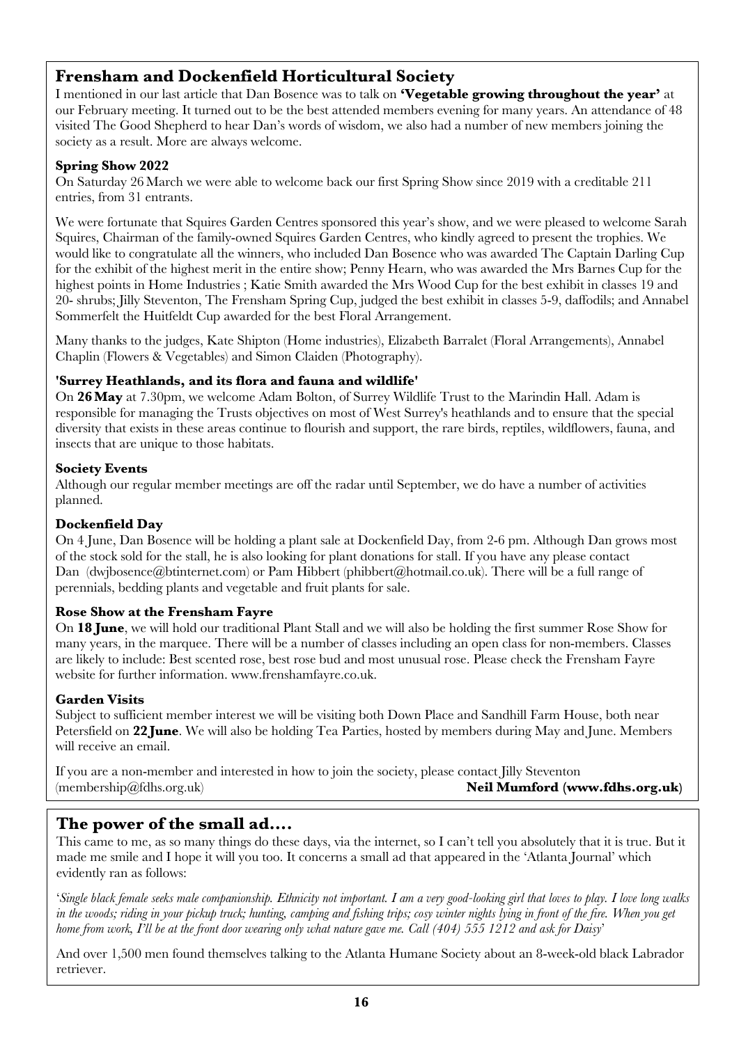## Frensham and Dockenfield Horticultural Society

I mentioned in our last article that Dan Bosence was to talk on **'Vegetable growing throughout the year'** at our February meeting. It turned out to be the best attended members evening for many years. An attendance of 48 visited The Good Shepherd to hear Dan's words of wisdom, we also had a number of new members joining the society as a result. More are always welcome.

**Spring Show 2022**

On Saturday 26 March we were able to welcome back our first Spring Show since 2019 with a creditable 211 entries, from 31 entrants.

We were fortunate that Squires Garden Centres sponsored this year's show, and we were pleased to welcome Sarah Squires, Chairman of the family-owned Squires Garden Centres, who kindly agreed to present the trophies. We would like to congratulate all the winners, who included Dan Bosence who was awarded The Captain Darling Cup for the exhibit of the highest merit in the entire show; Penny Hearn, who was awarded the Mrs Barnes Cup for the highest points in Home Industries ; Katie Smith awarded the Mrs Wood Cup for the best exhibit in classes 19 and 20- shrubs; Jilly Steventon, The Frensham Spring Cup, judged the best exhibit in classes 5-9, daffodils; and Annabel Sommerfelt the Huitfeldt Cup awarded for the best Floral Arrangement.

Many thanks to the judges, Kate Shipton (Home industries), Elizabeth Barralet (Floral Arrangements), Annabel Chaplin (Flowers & Vegetables) and Simon Claiden (Photography).

**'Surrey Heathlands, and its flora and fauna and wildlife'**

On **26 May** at 7.30pm, we welcome Adam Bolton, of Surrey Wildlife Trust to the Marindin Hall. Adam is responsible for managing the Trusts objectives on most of West Surrey's heathlands and to ensure that the special diversity that exists in these areas continue to flourish and support, the rare birds, reptiles, wildflowers, fauna, and insects that are unique to those habitats.

**Society Events**

Although our regular member meetings are off the radar until September, we do have a number of activities planned.

**Dockenfield Day**

On 4 June, Dan Bosence will be holding a plant sale at Dockenfield Day, from 2-6 pm. Although Dan grows most of the stock sold for the stall, he is also looking for plant donations for stall. If you have any please contact Dan (dwjbosence@btinternet.com) or Pam Hibbert (phibbert@hotmail.co.uk). There will be a full range of perennials, bedding plants and vegetable and fruit plants for sale.

**Rose Show at the Frensham Fayre**

On **18 June**, we will hold our traditional Plant Stall and we will also be holding the first summer Rose Show for many years, in the marquee. There will be a number of classes including an open class for non-members. Classes are likely to include: Best scented rose, best rose bud and most unusual rose. Please check the Frensham Fayre website for further information. www.frenshamfayre.co.uk.

**Garden Visits**

Subject to sufficient member interest we will be visiting both Down Place and Sandhill Farm House, both near Petersfield on **22 June**. We will also be holding Tea Parties, hosted by members during May and June. Members will receive an email.

If you are a non-member and interested in how to join the society, please contact Jilly Steventon (membership@fdhs.org.uk)

**Neil Mumford (www.fdhs.org.uk)**

## The power of the small ad....

This came to me, as so many things do these days, via the internet, so I can't tell you absolutely that it is true. But it made me smile and I hope it will you too. It concerns a small ad that appeared in the 'Atlanta Journal' which evidently ran as follows:

'*Single black female seeks male companionship. Ethnicity not important. I am a very good-looking girl that loves to play. I love long walks in the woods; riding in your pickup truck; hunting, camping and fishing trips; cosy winter nights lying in front of the fire. When you get home from work, I'll be at the front door wearing only what nature gave me. Call (404) 555 1212 and ask for Daisy*'

And over 1,500 men found themselves talking to the Atlanta Humane Society about an 8-week-old black Labrador retriever.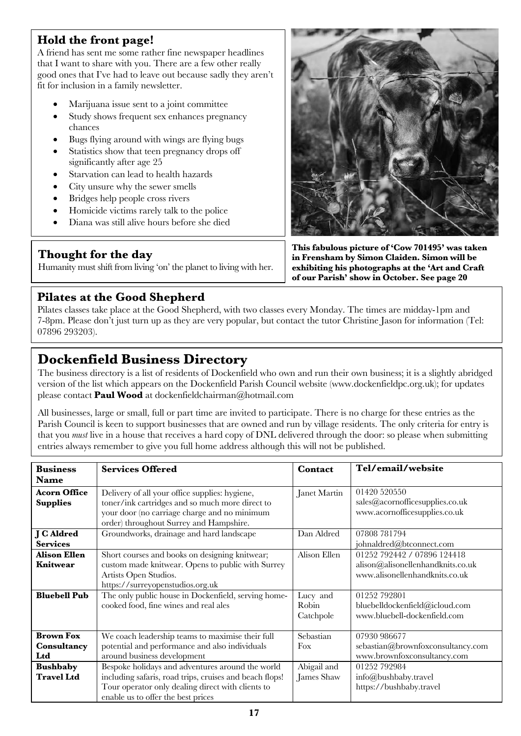## Hold the front page!

A friend has sent me some rather fine newspaper headlines that I want to share with you. There are a few other really good ones that I've had to leave out because sadly they aren't fit for inclusion in a family newsletter.

- Marijuana issue sent to a joint committee
- Study shows frequent sex enhances pregnancy chances
- Bugs flying around with wings are flying bugs
- Statistics show that teen pregnancy drops off significantly after age 25
- Starvation can lead to health hazards
- City unsure why the sewer smells
- Bridges help people cross rivers
- Homicide victims rarely talk to the police
- Diana was still alive hours before she died

**This fabulous picture of 'Cow 701495' was taken in Frensham by Simon Claiden. Simon will be exhibiting his photographs at the 'Art and Craft of our Parish' show in October. See page 20**

## Thought for the day

Humanity must shift from living 'on' the planet to living with her.

## Pilates at the Good Shepherd

Pilates classes take place at the Good Shepherd, with two classes every Monday. The times are midday-1pm and 7-8pm. Please don't just turn up as they are very popular, but contact the tutor Christine Jason for information (Tel: 07896 293203).

# Dockenfield Business Directory

The business directory is a list of residents of Dockenfield who own and run their own business; it is a slightly abridged version of the list which appears on the Dockenfield Parish Council website (www.dockenfieldpc.org.uk); for updates please contact **Paul Wood** at dockenfieldchairman@hotmail.com

All businesses, large or small, full or part time are invited to participate. There is no charge for these entries as the Parish Council is keen to support businesses that are owned and run by village residents. The only criteria for entry is that you *must* live in a house that receives a hard copy of DNL delivered through the door: so please when submitting entries always remember to give you full home address although this will not be published.

| Business Name | Services Offered | Contact | Tel/email/website |
|---|---|---|---|
| **Acorn Office Supplies** | Delivery of all your office supplies: hygiene, toner/ink cartridges and so much more direct to your door (no carriage charge and no minimum order) throughout Surrey and Hampshire. | Janet Martin | 01420 520550<br>sales@acornofficesupplies.co.uk<br>www.acornofficesupplies.co.uk |
| **J C Aldred Services** | Groundworks, drainage and hard landscape | Dan Aldred | 07808 781794<br>johnaldred@btconnect.com |
| **Alison Ellen Knitwear** | Short courses and books on designing knitwear; custom made knitwear. Opens to public with Surrey Artists Open Studios. https://surreyopenstudios.org.uk | Alison Ellen | 01252 792442 / 07896 124418<br>alison@alisonellenhandknits.co.uk<br>www.alisonellenhandknits.co.uk |
| **Bluebell Pub** | The only public house in Dockenfield, serving home-cooked food, fine wines and real ales | Lucy and Robin Catchpole | 01252 792801<br>bluebelldockenfield@icloud.com<br>www.bluebell-dockenfield.com |
| **Brown Fox Consultancy Ltd** | We coach leadership teams to maximise their full potential and performance and also individuals around business development | Sebastian Fox | 07930 986677<br>sebastian@brownfoxconsultancy.com<br>www.brownfoxconsultancy.com |
| **Bushbaby Travel Ltd** | Bespoke holidays and adventures around the world including safaris, road trips, cruises and beach flops! Tour operator only dealing direct with clients to enable us to offer the best prices | Abigail and James Shaw | 01252 792984<br>info@bushbaby.travel<br>https://bushbaby.travel |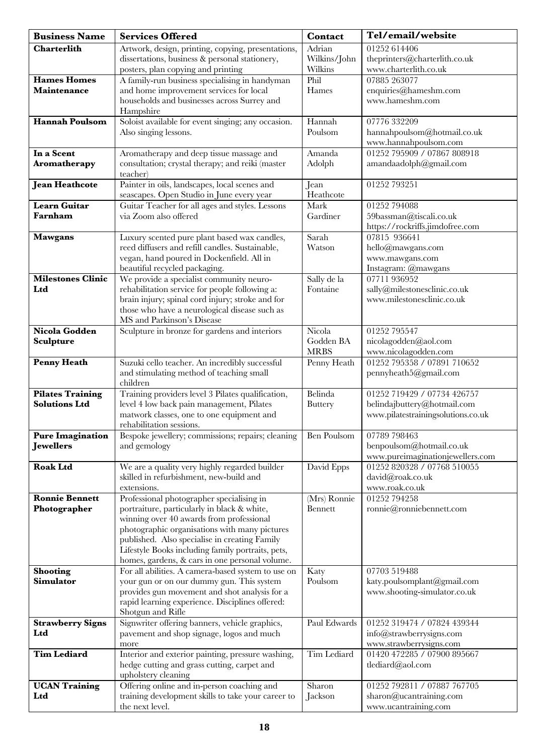| Business Name | Services Offered | Contact | Tel/email/website |
|---|---|---|---|
| **Charterlith** | Artwork, design, printing, copying, presentations, dissertations, business & personal stationery, posters, plan copying and printing | Adrian Wilkins/John Wilkins | 01252 614406 theprinters@charterlith.co.uk www.charterlith.co.uk |
| **Hames Homes Maintenance** | A family-run business specialising in handyman and home improvement services for local households and businesses across Surrey and Hampshire | Phil Hames | 07885 263077 enquiries@hameshm.com www.hameshm.com |
| **Hannah Poulsom** | Soloist available for event singing; any occasion. Also singing lessons. | Hannah Poulsom | 07776 332209 hannahpoulsom@hotmail.co.uk www.hannahpoulsom.com |
| **In a Scent Aromatherapy** | Aromatherapy and deep tissue massage and consultation; crystal therapy; and reiki (master teacher) | Amanda Adolph | 01252 795909 / 07867 808918 amandaadolph@gmail.com |
| **Jean Heathcote** | Painter in oils, landscapes, local scenes and seascapes. Open Studio in June every year | Jean Heathcote | 01252 793251 |
| **Learn Guitar Farnham** | Guitar Teacher for all ages and styles. Lessons via Zoom also offered | Mark Gardiner | 01252 794088 59bassman@tiscali.co.uk https://rockriffs.jimdofree.com |
| **Mawgans** | Luxury scented pure plant based wax candles, reed diffusers and refill candles. Sustainable, vegan, hand poured in Dockenfield. All in beautiful recycled packaging. | Sarah Watson | 07815 936641 hello@mawgans.com www.mawgans.com Instagram: @mawgans |
| **Milestones Clinic Ltd** | We provide a specialist community neuro-rehabilitation service for people following a: brain injury; spinal cord injury; stroke and for those who have a neurological disease such as MS and Parkinson's Disease | Sally de la Fontaine | 07711 936952 sally@milestonesclinic.co.uk www.milestonesclinic.co.uk |
| **Nicola Godden Sculpture** | Sculpture in bronze for gardens and interiors | Nicola Godden BA MRBS | 01252 795547 nicolagodden@aol.com www.nicolagodden.com |
| **Penny Heath** | Suzuki cello teacher. An incredibly successful and stimulating method of teaching small children | Penny Heath | 01252 795358 / 07891 710652 pennyheath5@gmail.com |
| **Pilates Training Solutions Ltd** | Training providers level 3 Pilates qualification, level 4 low back pain management, Pilates matwork classes, one to one equipment and rehabilitation sessions. | Belinda Buttery | 01252 719429 / 07734 426757 belindajbuttery@hotmail.com www.pilatestrainingsolutions.co.uk |
| **Pure Imagination Jewellers** | Bespoke jewellery; commissions; repairs; cleaning and gemology | Ben Poulsom | 07789 798463 benpoulsom@hotmail.co.uk www.pureimaginationjewellers.com |
| **Roak Ltd** | We are a quality very highly regarded builder skilled in refurbishment, new-build and extensions. | David Epps | 01252 820328 / 07768 510055 david@roak.co.uk www.roak.co.uk |
| **Ronnie Bennett Photographer** | Professional photographer specialising in portraiture, particularly in black & white, winning over 40 awards from professional photographic organisations with many pictures published. Also specialise in creating Family Lifestyle Books including family portraits, pets, homes, gardens, & cars in one personal volume. | (Mrs) Ronnie Bennett | 01252 794258 ronnie@ronniebennett.com |
| **Shooting Simulator** | For all abilities. A camera-based system to use on your gun or on our dummy gun. This system provides gun movement and shot analysis for a rapid learning experience. Disciplines offered: Shotgun and Rifle | Katy Poulsom | 07703 519488 katy.poulsomplant@gmail.com www.shooting-simulator.co.uk |
| **Strawberry Signs Ltd** | Signwriter offering banners, vehicle graphics, pavement and shop signage, logos and much more | Paul Edwards | 01252 319474 / 07824 439344 info@strawberrysigns.com www.strawberrysigns.com |
| **Tim Lediard** | Interior and exterior painting, pressure washing, hedge cutting and grass cutting, carpet and upholstery cleaning | Tim Lediard | 01420 472285 / 07900 895667 tlediard@aol.com |
| **UCAN Training Ltd** | Offering online and in-person coaching and training development skills to take your career to the next level. | Sharon Jackson | 01252 792811 / 07887 767705 sharon@ucantraining.com www.ucantraining.com |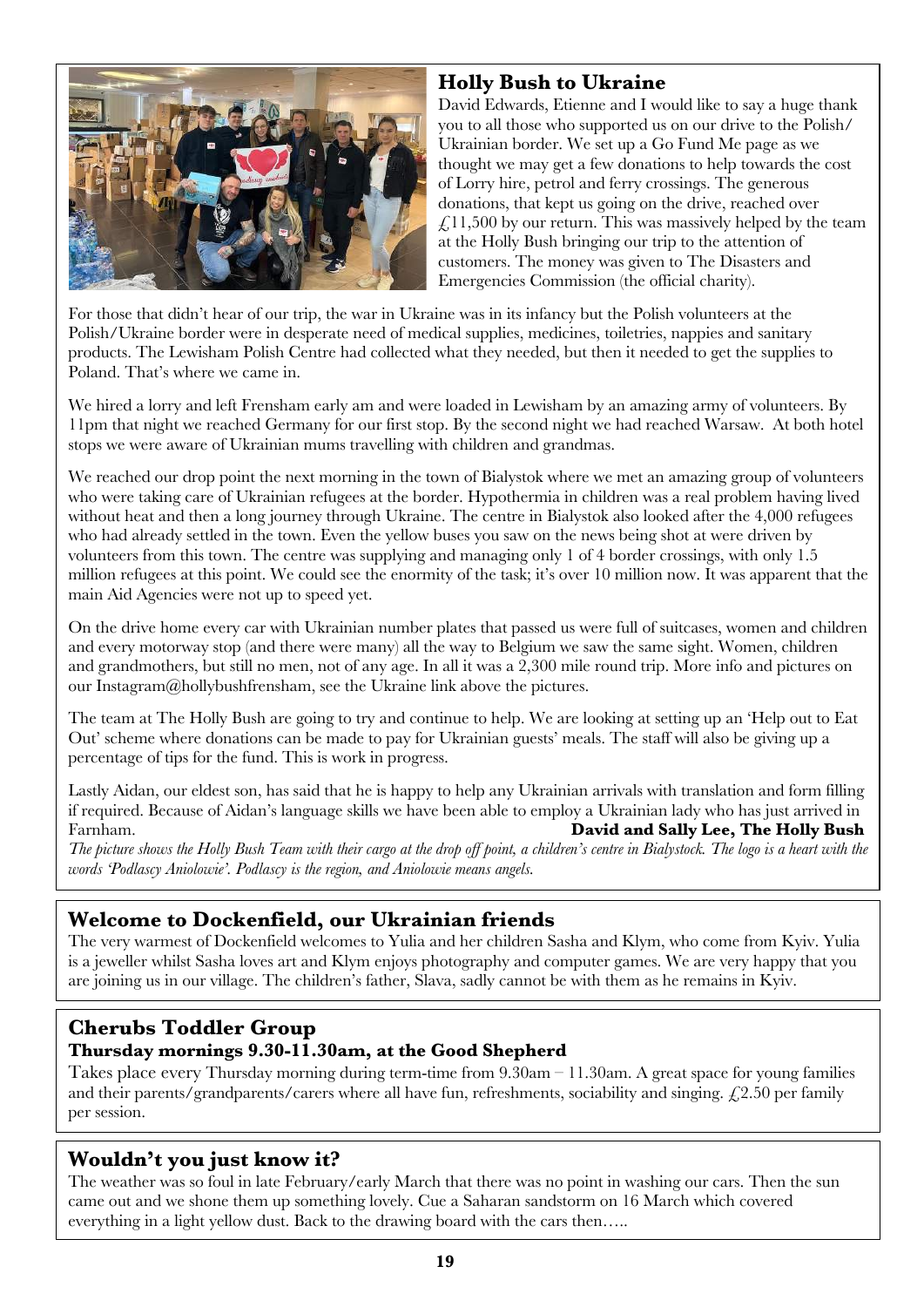## Holly Bush to Ukraine

David Edwards, Etienne and I would like to say a huge thank you to all those who supported us on our drive to the Polish/Ukrainian border. We set up a Go Fund Me page as we thought we may get a few donations to help towards the cost of Lorry hire, petrol and ferry crossings. The generous donations, that kept us going on the drive, reached over £11,500 by our return. This was massively helped by the team at the Holly Bush bringing our trip to the attention of customers. The money was given to The Disasters and Emergencies Commission (the official charity).

For those that didn't hear of our trip, the war in Ukraine was in its infancy but the Polish volunteers at the Polish/Ukraine border were in desperate need of medical supplies, medicines, toiletries, nappies and sanitary products. The Lewisham Polish Centre had collected what they needed, but then it needed to get the supplies to Poland. That's where we came in.

We hired a lorry and left Frensham early am and were loaded in Lewisham by an amazing army of volunteers. By 11pm that night we reached Germany for our first stop. By the second night we had reached Warsaw. At both hotel stops we were aware of Ukrainian mums travelling with children and grandmas.

We reached our drop point the next morning in the town of Bialystok where we met an amazing group of volunteers who were taking care of Ukrainian refugees at the border. Hypothermia in children was a real problem having lived without heat and then a long journey through Ukraine. The centre in Bialystok also looked after the 4,000 refugees who had already settled in the town. Even the yellow buses you saw on the news being shot at were driven by volunteers from this town. The centre was supplying and managing only 1 of 4 border crossings, with only 1.5 million refugees at this point. We could see the enormity of the task; it's over 10 million now. It was apparent that the main Aid Agencies were not up to speed yet.

On the drive home every car with Ukrainian number plates that passed us were full of suitcases, women and children and every motorway stop (and there were many) all the way to Belgium we saw the same sight. Women, children and grandmothers, but still no men, not of any age. In all it was a 2,300 mile round trip. More info and pictures on our Instagram@hollybushfrensham, see the Ukraine link above the pictures.

The team at The Holly Bush are going to try and continue to help. We are looking at setting up an 'Help out to Eat Out' scheme where donations can be made to pay for Ukrainian guests' meals. The staff will also be giving up a percentage of tips for the fund. This is work in progress.

Lastly Aidan, our eldest son, has said that he is happy to help any Ukrainian arrivals with translation and form filling if required. Because of Aidan's language skills we have been able to employ a Ukrainian lady who has just arrived in Farnham.

**David and Sally Lee, The Holly Bush**

*The picture shows the Holly Bush Team with their cargo at the drop off point, a children's centre in Bialystock. The logo is a heart with the words 'Podlascy Aniolowie'. Podlascy is the region, and Aniolowie means angels.*

## Welcome to Dockenfield, our Ukrainian friends

The very warmest of Dockenfield welcomes to Yulia and her children Sasha and Klym, who come from Kyiv. Yulia is a jeweller whilst Sasha loves art and Klym enjoys photography and computer games. We are very happy that you are joining us in our village. The children's father, Slava, sadly cannot be with them as he remains in Kyiv.

## Cherubs Toddler Group

**Thursday mornings 9.30-11.30am, at the Good Shepherd**

Takes place every Thursday morning during term-time from 9.30am – 11.30am. A great space for young families and their parents/grandparents/carers where all have fun, refreshments, sociability and singing. £2.50 per family per session.

## Wouldn't you just know it?

The weather was so foul in late February/early March that there was no point in washing our cars. Then the sun came out and we shone them up something lovely. Cue a Saharan sandstorm on 16 March which covered everything in a light yellow dust. Back to the drawing board with the cars then…..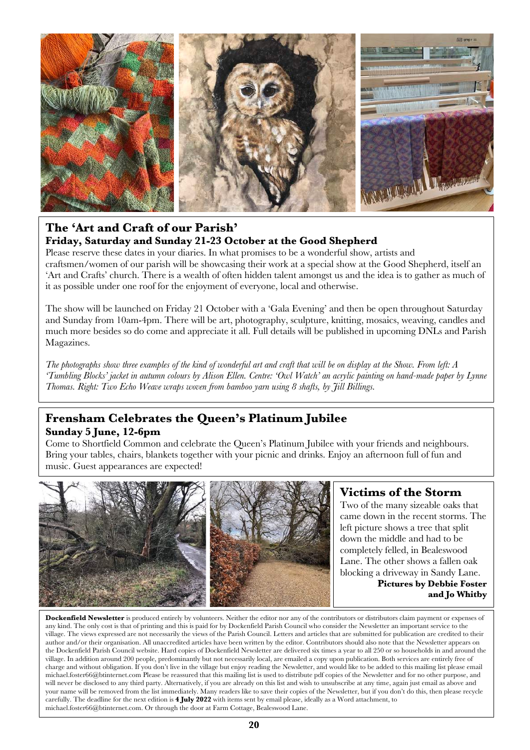## The 'Art and Craft of our Parish'

### Friday, Saturday and Sunday 21-23 October at the Good Shepherd

Please reserve these dates in your diaries. In what promises to be a wonderful show, artists and craftsmen/women of our parish will be showcasing their work at a special show at the Good Shepherd, itself an 'Art and Crafts' church. There is a wealth of often hidden talent amongst us and the idea is to gather as much of it as possible under one roof for the enjoyment of everyone, local and otherwise.

The show will be launched on Friday 21 October with a 'Gala Evening' and then be open throughout Saturday and Sunday from 10am-4pm. There will be art, photography, sculpture, knitting, mosaics, weaving, candles and much more besides so do come and appreciate it all. Full details will be published in upcoming DNLs and Parish Magazines.

*The photographs show three examples of the kind of wonderful art and craft that will be on display at the Show. From left: A 'Tumbling Blocks' jacket in autumn colours by Alison Ellen. Centre: 'Owl Watch' an acrylic painting on hand-made paper by Lynne Thomas. Right: Two Echo Weave wraps woven from bamboo yarn using 8 shafts, by Jill Billings.*

## Frensham Celebrates the Queen's Platinum Jubilee

### Sunday 5 June, 12-6pm

Come to Shortfield Common and celebrate the Queen's Platinum Jubilee with your friends and neighbours. Bring your tables, chairs, blankets together with your picnic and drinks. Enjoy an afternoon full of fun and music. Guest appearances are expected!

## Victims of the Storm

Two of the many sizeable oaks that came down in the recent storms. The left picture shows a tree that split down the middle and had to be completely felled, in Bealeswood Lane. The other shows a fallen oak blocking a driveway in Sandy Lane.

**Pictures by Debbie Foster and Jo Whitby**

**Dockenfield Newsletter** is produced entirely by volunteers. Neither the editor nor any of the contributors or distributors claim payment or expenses of any kind. The only cost is that of printing and this is paid for by Dockenfield Parish Council who consider the Newsletter an important service to the village. The views expressed are not necessarily the views of the Parish Council. Letters and articles that are submitted for publication are credited to their author and/or their organisation. All unaccredited articles have been written by the editor. Contributors should also note that the Newsletter appears on the Dockenfield Parish Council website. Hard copies of Dockenfield Newsletter are delivered six times a year to all 250 or so households in and around the village. In addition around 200 people, predominantly but not necessarily local, are emailed a copy upon publication. Both services are entirely free of charge and without obligation. If you don't live in the village but enjoy reading the Newsletter, and would like to be added to this mailing list please email michael.foster66@btinternet.com Please be reassured that this mailing list is used to distribute pdf copies of the Newsletter and for no other purpose, and will never be disclosed to any third party. Alternatively, if you are already on this list and wish to unsubscribe at any time, again just email as above and your name will be removed from the list immediately. Many readers like to save their copies of the Newsletter, but if you don't do this, then please recycle carefully. The deadline for the next edition is **4 July 2022** with items sent by email please, ideally as a Word attachment, to michael.foster66@btinternet.com. Or through the door at Farm Cottage, Bealeswood Lane.